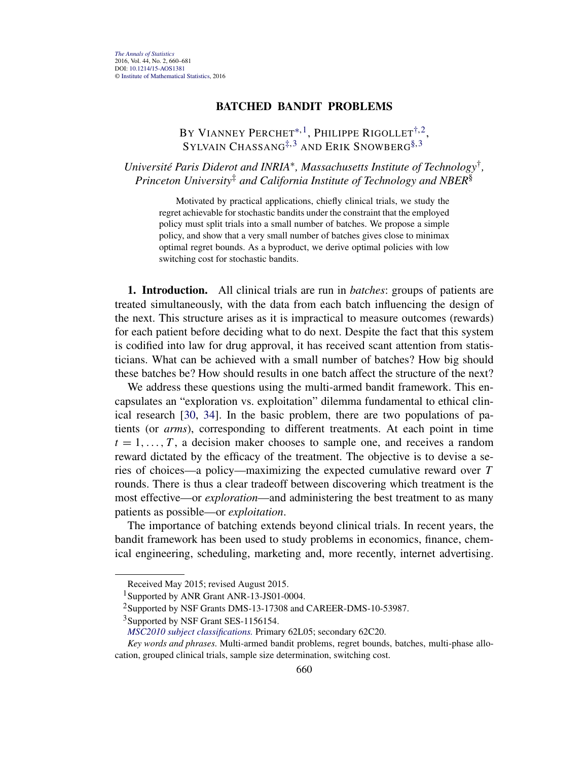# BATCHED BANDIT PROBLEMS

BY VIANNEY PERCHET[*,1], PHILIPPE RIGOLLET[†,2], SYLVAIN CHASSANG[‡,3] AND ERIK SNOWBERG[§,3]

*Université Paris Diderot and INRIA*[*], *Massachusetts Institute of Technology*[†], *Princeton University*[‡] *and California Institute of Technology and NBER*[§]

> Motivated by practical applications, chiefly clinical trials, we study the regret achievable for stochastic bandits under the constraint that the employed policy must split trials into a small number of batches. We propose a simple policy, and show that a very small number of batches gives close to minimax optimal regret bounds. As a byproduct, we derive optimal policies with low switching cost for stochastic bandits.

**1. Introduction.** All clinical trials are run in *batches*: groups of patients are treated simultaneously, with the data from each batch influencing the design of the next. This structure arises as it is impractical to measure outcomes (rewards) for each patient before deciding what to do next. Despite the fact that this system is codified into law for drug approval, it has received scant attention from statisticians. What can be achieved with a small number of batches? How big should these batches be? How should results in one batch affect the structure of the next?

We address these questions using the multi-armed bandit framework. This encapsulates an "exploration vs. exploitation" dilemma fundamental to ethical clinical research [30, 34]. In the basic problem, there are two populations of patients (or *arms*), corresponding to different treatments. At each point in time $t = 1, \dots, T$, a decision maker chooses to sample one, and receives a random reward dictated by the efficacy of the treatment. The objective is to devise a series of choices—a policy—maximizing the expected cumulative reward over $T$ rounds. There is thus a clear tradeoff between discovering which treatment is the most effective—or *exploration*—and administering the best treatment to as many patients as possible—or *exploitation*.

The importance of batching extends beyond clinical trials. In recent years, the bandit framework has been used to study problems in economics, finance, chemical engineering, scheduling, marketing and, more recently, internet advertising.

---

Received May 2015; revised August 2015.

[1]Supported by ANR Grant ANR-13-JS01-0004.

[2]Supported by NSF Grants DMS-13-17308 and CAREER-DMS-10-53987.

[3]Supported by NSF Grant SES-1156154.

*MSC2010 subject classifications.* Primary 62L05; secondary 62C20.

*Key words and phrases.* Multi-armed bandit problems, regret bounds, batches, multi-phase allocation, grouped clinical trials, sample size determination, switching cost.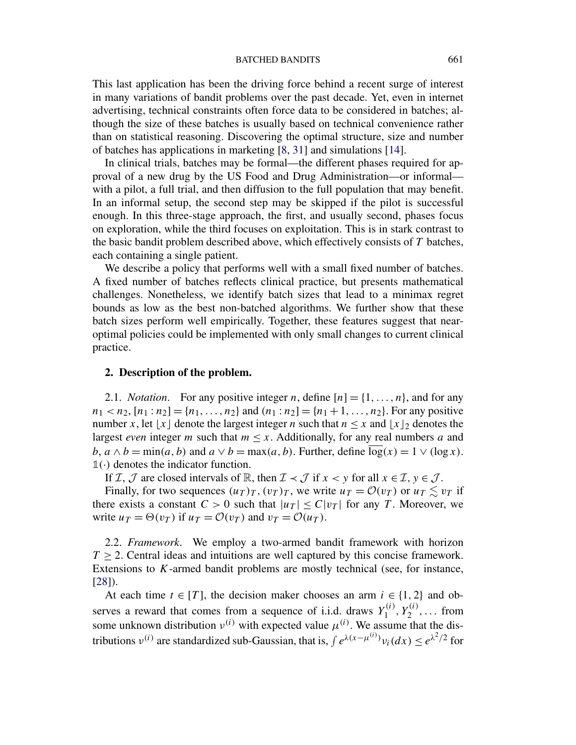This last application has been the driving force behind a recent surge of interest in many variations of bandit problems over the past decade. Yet, even in internet advertising, technical constraints often force data to be considered in batches; although the size of these batches is usually based on technical convenience rather than on statistical reasoning. Discovering the optimal structure, size and number of batches has applications in marketing [8, 31] and simulations [14].

In clinical trials, batches may be formal—the different phases required for approval of a new drug by the US Food and Drug Administration—or informal—with a pilot, a full trial, and then diffusion to the full population that may benefit. In an informal setup, the second step may be skipped if the pilot is successful enough. In this three-stage approach, the first, and usually second, phases focus on exploration, while the third focuses on exploitation. This is in stark contrast to the basic bandit problem described above, which effectively consists of $T$ batches, each containing a single patient.

We describe a policy that performs well with a small fixed number of batches. A fixed number of batches reflects clinical practice, but presents mathematical challenges. Nonetheless, we identify batch sizes that lead to a minimax regret bounds as low as the best non-batched algorithms. We further show that these batch sizes perform well empirically. Together, these features suggest that near-optimal policies could be implemented with only small changes to current clinical practice.

## 2. Description of the problem.

2.1. *Notation*. For any positive integer $n$, define $[n] = \{1, \dots, n\}$, and for any $n_1 < n_2$, $[n_1 : n_2] = \{n_1, \dots, n_2\}$ and $(n_1 : n_2] = \{n_1 + 1, \dots, n_2\}$. For any positive number $x$, let $\lfloor x \rfloor$ denote the largest integer $n$ such that $n \leq x$ and $\lfloor x \rfloor_2$ denotes the largest *even* integer $m$ such that $m \leq x$. Additionally, for any real numbers $a$ and $b$, $a \wedge b = \min(a, b)$ and $a \vee b = \max(a, b)$. Further, define $\overline{\log}(x) = 1 \vee (\log x)$. $\mathbb{1}(\cdot)$ denotes the indicator function.

If $\mathcal{I}$, $\mathcal{J}$ are closed intervals of $\mathbb{R}$, then $\mathcal{I} \prec \mathcal{J}$ if $x < y$ for all $x \in \mathcal{I}$, $y \in \mathcal{J}$.

Finally, for two sequences $(u_T)_T$, $(v_T)_T$, we write $u_T = \mathcal{O}(v_T)$ or $u_T \lesssim v_T$ if there exists a constant $C > 0$ such that $|u_T| \leq C|v_T|$ for any $T$. Moreover, we write $u_T = \Theta(v_T)$ if $u_T = \mathcal{O}(v_T)$ and $v_T = \mathcal{O}(u_T)$.

2.2. *Framework*. We employ a two-armed bandit framework with horizon $T \geq 2$. Central ideas and intuitions are well captured by this concise framework. Extensions to $K$-armed bandit problems are mostly technical (see, for instance, [28]).

At each time $t \in [T]$, the decision maker chooses an arm $i \in \{1, 2\}$ and observes a reward that comes from a sequence of i.i.d. draws $Y_1^{(i)}, Y_2^{(i)}, \dots$ from some unknown distribution $\nu^{(i)}$ with expected value $\mu^{(i)}$. We assume that the distributions $\nu^{(i)}$ are standardized sub-Gaussian, that is, $\int e^{\lambda(x - \mu^{(i)})} \nu_i(dx) \leq e^{\lambda^2/2}$ for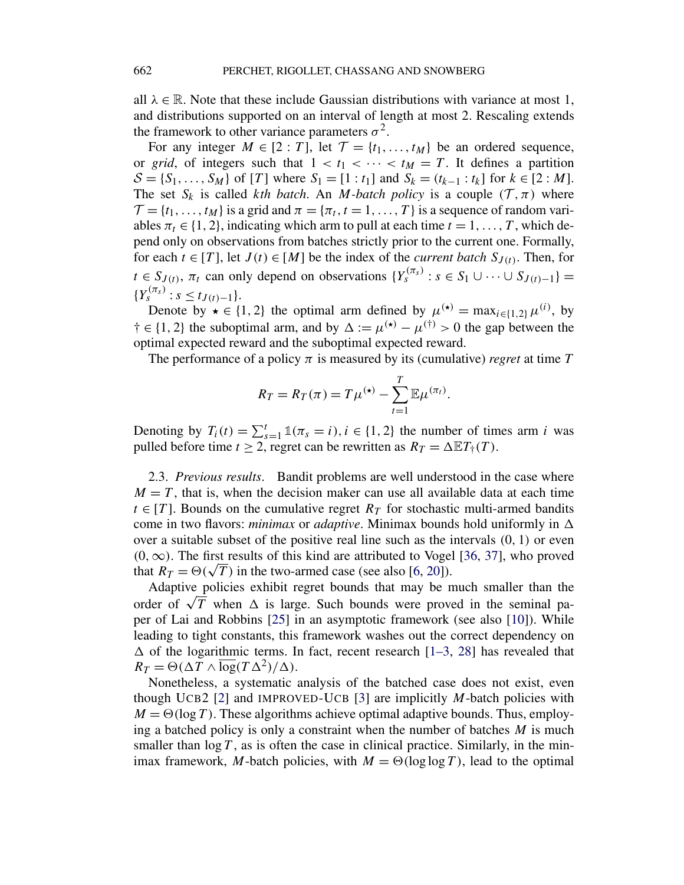all $\lambda \in \mathbb{R}$. Note that these include Gaussian distributions with variance at most 1, and distributions supported on an interval of length at most 2. Rescaling extends the framework to other variance parameters $\sigma^2$.

For any integer $M \in [2 : T]$, let $\mathcal{T} = \{t_1, \dots, t_M\}$ be an ordered sequence, or *grid*, of integers such that $1 < t_1 < \cdots < t_M = T$. It defines a partition $\mathcal{S} = \{S_1, \dots, S_M\}$ of $[T]$ where $S_1 = [1 : t_1]$ and $S_k = (t_{k-1} : t_k]$ for $k \in [2 : M]$. The set $S_k$ is called *kth batch*. An *M-batch policy* is a couple $(\mathcal{T}, \pi)$ where $\mathcal{T} = \{t_1, \dots, t_M\}$ is a grid and $\pi = \{\pi_t, t = 1, \dots, T\}$ is a sequence of random variables $\pi_t \in \{1, 2\}$, indicating which arm to pull at each time $t = 1, \dots, T$, which depend only on observations from batches strictly prior to the current one. Formally, for each $t \in [T]$, let $J(t) \in [M]$ be the index of the *current batch* $S_{J(t)}$. Then, for $t \in S_{J(t)}$, $\pi_t$ can only depend on observations $\{Y_s^{(\pi_s)} : s \in S_1 \cup \cdots \cup S_{J(t)-1}\} = \{Y_s^{(\pi_s)} : s \le t_{J(t)-1}\}$.

Denote by $\star \in \{1, 2\}$ the optimal arm defined by $\mu^{(\star)} = \max_{i \in \{1,2\}} \mu^{(i)}$, by $\dagger \in \{1, 2\}$ the suboptimal arm, and by $\Delta := \mu^{(\star)} - \mu^{(\dagger)} > 0$ the gap between the optimal expected reward and the suboptimal expected reward.

The performance of a policy $\pi$ is measured by its (cumulative) *regret* at time $T$

$$R_T = R_T(\pi) = T\mu^{(\star)} - \sum_{t=1}^{T} \mathbb{E}\mu^{(\pi_t)}.$$

Denoting by $T_i(t) = \sum_{s=1}^{t} \mathbb{1}(\pi_s = i)$, $i \in \{1, 2\}$ the number of times arm $i$ was pulled before time $t \ge 2$, regret can be rewritten as $R_T = \Delta \mathbb{E} T_\dagger(T)$.

2.3. *Previous results*. Bandit problems are well understood in the case where $M = T$, that is, when the decision maker can use all available data at each time $t \in [T]$. Bounds on the cumulative regret $R_T$ for stochastic multi-armed bandits come in two flavors: *minimax* or *adaptive*. Minimax bounds hold uniformly in $\Delta$ over a suitable subset of the positive real line such as the intervals $(0, 1)$ or even $(0, \infty)$. The first results of this kind are attributed to Vogel [36, 37], who proved that $R_T = \Theta(\sqrt{T})$ in the two-armed case (see also [6, 20]).

Adaptive policies exhibit regret bounds that may be much smaller than the order of $\sqrt{T}$ when $\Delta$ is large. Such bounds were proved in the seminal paper of Lai and Robbins [25] in an asymptotic framework (see also [10]). While leading to tight constants, this framework washes out the correct dependency on $\Delta$ of the logarithmic terms. In fact, recent research [1–3, 28] has revealed that $R_T = \Theta(\Delta T \wedge \overline{\log}(T\Delta^2)/\Delta)$.

Nonetheless, a systematic analysis of the batched case does not exist, even though UCB2 [2] and IMPROVED-UCB [3] are implicitly $M$-batch policies with $M = \Theta(\log T)$. These algorithms achieve optimal adaptive bounds. Thus, employing a batched policy is only a constraint when the number of batches $M$ is much smaller than $\log T$, as is often the case in clinical practice. Similarly, in the minimax framework, $M$-batch policies, with $M = \Theta(\log \log T)$, lead to the optimal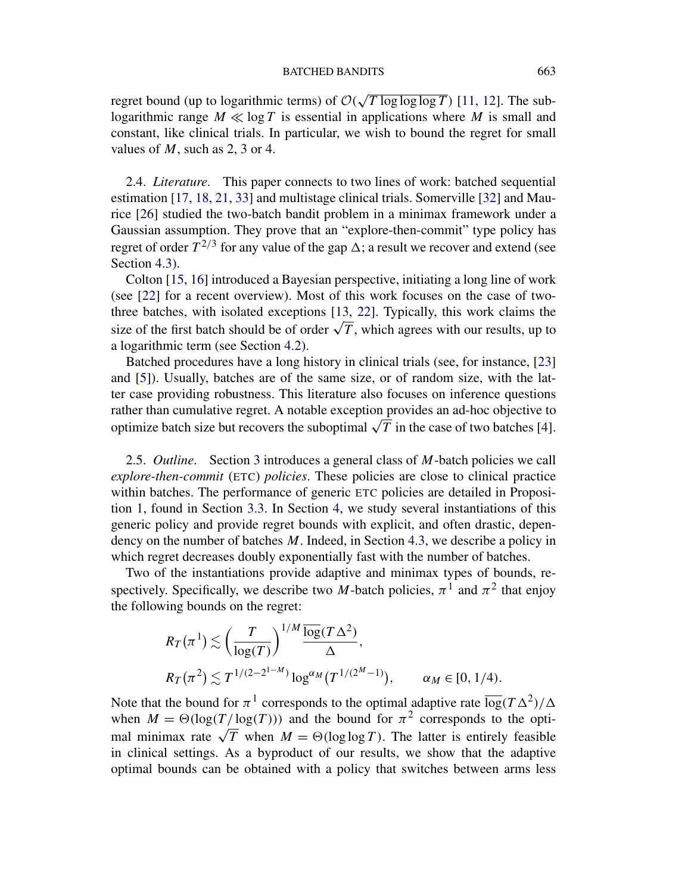regret bound (up to logarithmic terms) of $\mathcal{O}(\sqrt{T \log\log\log T})$ [11, 12]. The sub-logarithmic range $M \ll \log T$ is essential in applications where $M$ is small and constant, like clinical trials. In particular, we wish to bound the regret for small values of $M$, such as 2, 3 or 4.

2.4. *Literature*. This paper connects to two lines of work: batched sequential estimation [17, 18, 21, 33] and multistage clinical trials. Somerville [32] and Maurice [26] studied the two-batch bandit problem in a minimax framework under a Gaussian assumption. They prove that an "explore-then-commit" type policy has regret of order $T^{2/3}$ for any value of the gap $\Delta$; a result we recover and extend (see Section 4.3).

Colton [15, 16] introduced a Bayesian perspective, initiating a long line of work (see [22] for a recent overview). Most of this work focuses on the case of two-three batches, with isolated exceptions [13, 22]. Typically, this work claims the size of the first batch should be of order $\sqrt{T}$, which agrees with our results, up to a logarithmic term (see Section 4.2).

Batched procedures have a long history in clinical trials (see, for instance, [23] and [5]). Usually, batches are of the same size, or of random size, with the latter case providing robustness. This literature also focuses on inference questions rather than cumulative regret. A notable exception provides an ad-hoc objective to optimize batch size but recovers the suboptimal $\sqrt{T}$ in the case of two batches [4].

2.5. *Outline*. Section 3 introduces a general class of $M$-batch policies we call *explore-then-commit* (ETC) *policies*. These policies are close to clinical practice within batches. The performance of generic ETC policies are detailed in Proposition 1, found in Section 3.3. In Section 4, we study several instantiations of this generic policy and provide regret bounds with explicit, and often drastic, dependency on the number of batches $M$. Indeed, in Section 4.3, we describe a policy in which regret decreases doubly exponentially fast with the number of batches.

Two of the instantiations provide adaptive and minimax types of bounds, respectively. Specifically, we describe two $M$-batch policies, $\pi^1$ and $\pi^2$ that enjoy the following bounds on the regret:

$$
R_T(\pi^1) \lesssim \left(\frac{T}{\log(T)}\right)^{1/M} \frac{\overline{\log}(T\Delta^2)}{\Delta},
$$
$$
R_T(\pi^2) \lesssim T^{1/(2-2^{1-M})} \log^{\alpha_M}\big(T^{1/(2^M-1)}\big), \qquad \alpha_M \in [0, 1/4).
$$

Note that the bound for $\pi^1$ corresponds to the optimal adaptive rate $\overline{\log}(T\Delta^2)/\Delta$ when $M = \Theta(\log(T/\log(T)))$ and the bound for $\pi^2$ corresponds to the optimal minimax rate $\sqrt{T}$ when $M = \Theta(\log\log T)$. The latter is entirely feasible in clinical settings. As a byproduct of our results, we show that the adaptive optimal bounds can be obtained with a policy that switches between arms less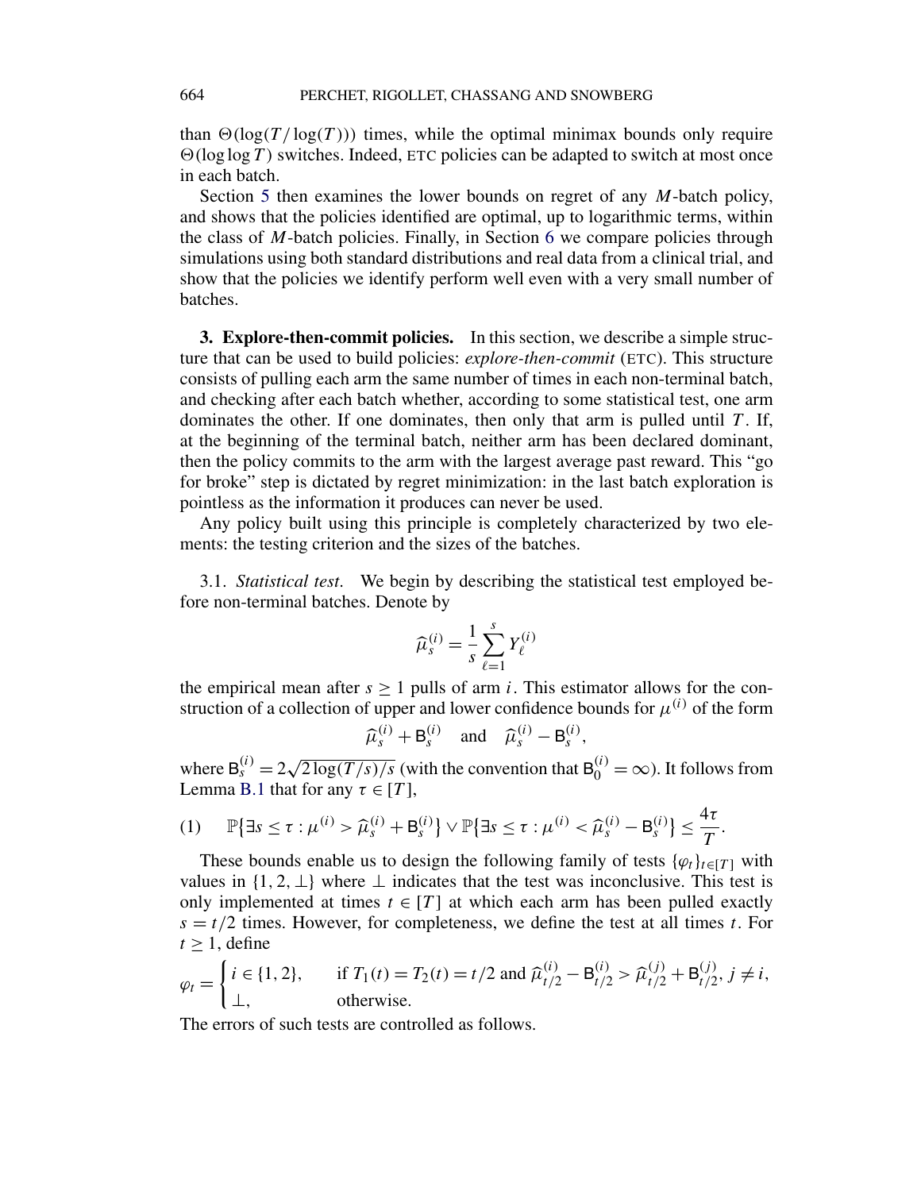than $\Theta(\log(T/\log(T)))$ times, while the optimal minimax bounds only require $\Theta(\log\log T)$ switches. Indeed, ETC policies can be adapted to switch at most once in each batch.

Section 5 then examines the lower bounds on regret of any $M$-batch policy, and shows that the policies identified are optimal, up to logarithmic terms, within the class of $M$-batch policies. Finally, in Section 6 we compare policies through simulations using both standard distributions and real data from a clinical trial, and show that the policies we identify perform well even with a very small number of batches.

## 3. Explore-then-commit policies.

In this section, we describe a simple structure that can be used to build policies: *explore-then-commit* (ETC). This structure consists of pulling each arm the same number of times in each non-terminal batch, and checking after each batch whether, according to some statistical test, one arm dominates the other. If one dominates, then only that arm is pulled until $T$. If, at the beginning of the terminal batch, neither arm has been declared dominant, then the policy commits to the arm with the largest average past reward. This "go for broke" step is dictated by regret minimization: in the last batch exploration is pointless as the information it produces can never be used.

Any policy built using this principle is completely characterized by two elements: the testing criterion and the sizes of the batches.

### 3.1. *Statistical test.*

We begin by describing the statistical test employed before non-terminal batches. Denote by

$$\widehat{\mu}_s^{(i)} = \frac{1}{s}\sum_{\ell=1}^{s} Y_\ell^{(i)}$$

the empirical mean after $s \geq 1$ pulls of arm $i$. This estimator allows for the construction of a collection of upper and lower confidence bounds for $\mu^{(i)}$ of the form

$$\widehat{\mu}_s^{(i)} + \mathsf{B}_s^{(i)} \quad \text{and} \quad \widehat{\mu}_s^{(i)} - \mathsf{B}_s^{(i)},$$

where $\mathsf{B}_s^{(i)} = 2\sqrt{2\log(T/s)/s}$ (with the convention that $\mathsf{B}_0^{(i)} = \infty$). It follows from Lemma B.1 that for any $\tau \in [T]$,

$$\mathbb{P}\{\exists s \leq \tau : \mu^{(i)} > \widehat{\mu}_s^{(i)} + \mathsf{B}_s^{(i)}\} \vee \mathbb{P}\{\exists s \leq \tau : \mu^{(i)} < \widehat{\mu}_s^{(i)} - \mathsf{B}_s^{(i)}\} \leq \frac{4\tau}{T}. \tag{1}$$

These bounds enable us to design the following family of tests $\{\varphi_t\}_{t\in[T]}$ with values in $\{1, 2, \perp\}$ where $\perp$ indicates that the test was inconclusive. This test is only implemented at times $t \in [T]$ at which each arm has been pulled exactly $s = t/2$ times. However, for completeness, we define the test at all times $t$. For $t \geq 1$, define

$$\varphi_t = \begin{cases} i \in \{1, 2\}, & \text{if } T_1(t) = T_2(t) = t/2 \text{ and } \widehat{\mu}_{t/2}^{(i)} - \mathsf{B}_{t/2}^{(i)} > \widehat{\mu}_{t/2}^{(j)} + \mathsf{B}_{t/2}^{(j)},\ j \neq i, \\ \perp, & \text{otherwise.} \end{cases}$$

The errors of such tests are controlled as follows.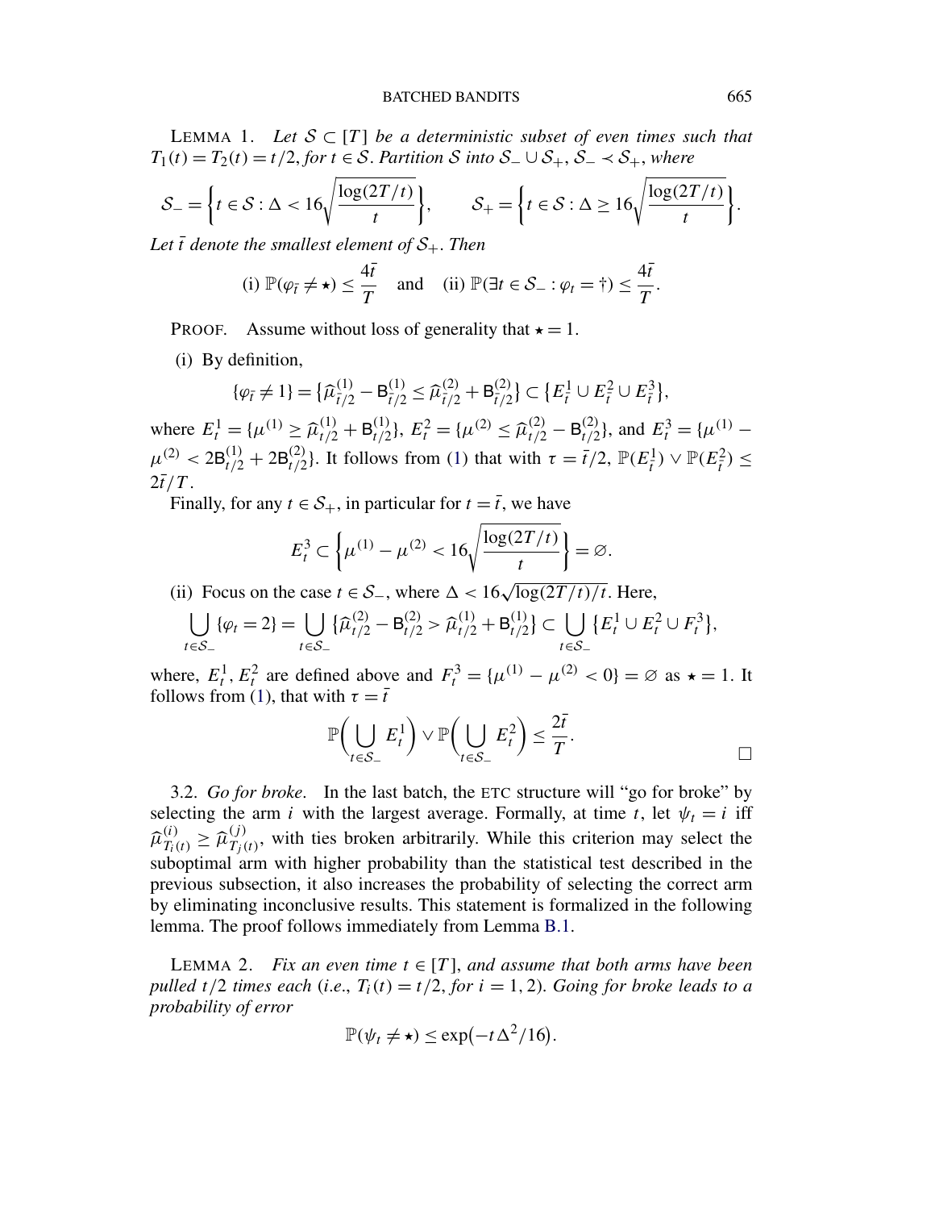LEMMA 1. *Let $\mathcal{S} \subset [T]$ be a deterministic subset of even times such that $T_1(t) = T_2(t) = t/2$, for $t \in \mathcal{S}$. Partition $\mathcal{S}$ into $\mathcal{S}_- \cup \mathcal{S}_+$, $\mathcal{S}_- \prec \mathcal{S}_+$, where*

$$\mathcal{S}_- = \left\{ t \in \mathcal{S} : \Delta < 16\sqrt{\frac{\log(2T/t)}{t}} \right\}, \qquad \mathcal{S}_+ = \left\{ t \in \mathcal{S} : \Delta \geq 16\sqrt{\frac{\log(2T/t)}{t}} \right\}.$$

*Let $\bar{t}$ denote the smallest element of $\mathcal{S}_+$. Then*

$$\text{(i) } \mathbb{P}(\varphi_{\bar{t}} \neq \star) \leq \frac{4\bar{t}}{T} \quad \text{and} \quad \text{(ii) } \mathbb{P}(\exists t \in \mathcal{S}_- : \varphi_t = \dagger) \leq \frac{4\bar{t}}{T}.$$

PROOF. Assume without loss of generality that $\star = 1$.

(i) By definition,

$$\{\varphi_{\bar{t}} \neq 1\} = \{\widehat{\mu}^{(1)}_{\bar{t}/2} - \mathsf{B}^{(1)}_{\bar{t}/2} \leq \widehat{\mu}^{(2)}_{\bar{t}/2} + \mathsf{B}^{(2)}_{\bar{t}/2}\} \subset \{E^1_{\bar{t}} \cup E^2_{\bar{t}} \cup E^3_{\bar{t}}\},$$

where $E^1_t = \{\mu^{(1)} \geq \widehat{\mu}^{(1)}_{t/2} + \mathsf{B}^{(1)}_{t/2}\}$, $E^2_t = \{\mu^{(2)} \leq \widehat{\mu}^{(2)}_{t/2} - \mathsf{B}^{(2)}_{t/2}\}$, and $E^3_t = \{\mu^{(1)} - \mu^{(2)} < 2\mathsf{B}^{(1)}_{t/2} + 2\mathsf{B}^{(2)}_{t/2}\}$. It follows from (1) that with $\tau = \bar{t}/2$, $\mathbb{P}(E^1_{\bar{t}}) \vee \mathbb{P}(E^2_{\bar{t}}) \leq 2\bar{t}/T$.

Finally, for any $t \in \mathcal{S}_+$, in particular for $t = \bar{t}$, we have

$$E^3_t \subset \left\{ \mu^{(1)} - \mu^{(2)} < 16\sqrt{\frac{\log(2T/t)}{t}} \right\} = \varnothing.$$

(ii) Focus on the case $t \in \mathcal{S}_-$, where $\Delta < 16\sqrt{\log(2T/t)/t}$. Here,

$$\bigcup_{t \in \mathcal{S}_-} \{\varphi_t = 2\} = \bigcup_{t \in \mathcal{S}_-} \{\widehat{\mu}^{(2)}_{t/2} - \mathsf{B}^{(2)}_{t/2} > \widehat{\mu}^{(1)}_{t/2} + \mathsf{B}^{(1)}_{t/2}\} \subset \bigcup_{t \in \mathcal{S}_-} \{E^1_t \cup E^2_t \cup F^3_t\},$$

where, $E^1_t, E^2_t$ are defined above and $F^3_t = \{\mu^{(1)} - \mu^{(2)} < 0\} = \varnothing$ as $\star = 1$. It follows from (1), that with $\tau = \bar{t}$

$$\mathbb{P}\Big(\bigcup_{t \in \mathcal{S}_-} E^1_t\Big) \vee \mathbb{P}\Big(\bigcup_{t \in \mathcal{S}_-} E^2_t\Big) \leq \frac{2\bar{t}}{T}. \qquad \square$$

3.2. *Go for broke*. In the last batch, the ETC structure will "go for broke" by selecting the arm $i$ with the largest average. Formally, at time $t$, let $\psi_t = i$ iff $\widehat{\mu}^{(i)}_{T_i(t)} \geq \widehat{\mu}^{(j)}_{T_j(t)}$, with ties broken arbitrarily. While this criterion may select the suboptimal arm with higher probability than the statistical test described in the previous subsection, it also increases the probability of selecting the correct arm by eliminating inconclusive results. This statement is formalized in the following lemma. The proof follows immediately from Lemma B.1.

LEMMA 2. *Fix an even time $t \in [T]$, and assume that both arms have been pulled $t/2$ times each (i.e., $T_i(t) = t/2$, for $i = 1, 2$). Going for broke leads to a probability of error*

$$\mathbb{P}(\psi_t \neq \star) \leq \exp(-t\Delta^2/16).$$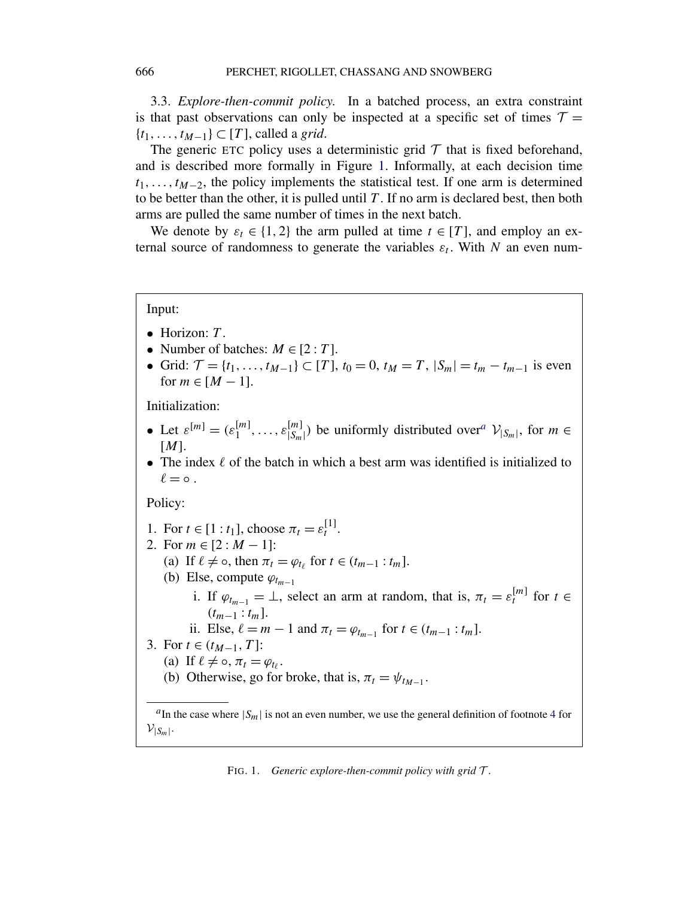3.3. *Explore-then-commit policy.* In a batched process, an extra constraint is that past observations can only be inspected at a specific set of times $\mathcal{T} = \{t_1, \dots, t_{M-1}\} \subset [T]$, called a *grid*.

The generic ETC policy uses a deterministic grid $\mathcal{T}$ that is fixed beforehand, and is described more formally in Figure 1. Informally, at each decision time $t_1, \dots, t_{M-2}$, the policy implements the statistical test. If one arm is determined to be better than the other, it is pulled until $T$. If no arm is declared best, then both arms are pulled the same number of times in the next batch.

We denote by $\varepsilon_t \in \{1, 2\}$ the arm pulled at time $t \in [T]$, and employ an external source of randomness to generate the variables $\varepsilon_t$. With $N$ an even num-

---

Input:

- Horizon: $T$.
- Number of batches: $M \in [2 : T]$.
- Grid: $\mathcal{T} = \{t_1, \dots, t_{M-1}\} \subset [T]$, $t_0 = 0$, $t_M = T$, $|S_m| = t_m - t_{m-1}$ is even for $m \in [M-1]$.

Initialization:

- Let $\varepsilon^{[m]} = (\varepsilon_1^{[m]}, \dots, \varepsilon_{|S_m|}^{[m]})$ be uniformly distributed over[a] $\mathcal{V}_{|S_m|}$, for $m \in [M]$.
- The index $\ell$ of the batch in which a best arm was identified is initialized to $\ell = \circ$.

Policy:

1. For $t \in [1 : t_1]$, choose $\pi_t = \varepsilon_t^{[1]}$.
2. For $m \in [2 : M-1]$:
   (a) If $\ell \neq \circ$, then $\pi_t = \varphi_{t_\ell}$ for $t \in (t_{m-1} : t_m]$.
   (b) Else, compute $\varphi_{t_{m-1}}$
      i. If $\varphi_{t_{m-1}} = \perp$, select an arm at random, that is, $\pi_t = \varepsilon_t^{[m]}$ for $t \in (t_{m-1} : t_m]$.
      ii. Else, $\ell = m-1$ and $\pi_t = \varphi_{t_{m-1}}$ for $t \in (t_{m-1} : t_m]$.
3. For $t \in (t_{M-1}, T]$:
   (a) If $\ell \neq \circ$, $\pi_t = \varphi_{t_\ell}$.
   (b) Otherwise, go for broke, that is, $\pi_t = \psi_{t_{M-1}}$.

[a] In the case where $|S_m|$ is not an even number, we use the general definition of footnote 4 for $\mathcal{V}_{|S_m|}$.

FIG. 1. *Generic explore-then-commit policy with grid $\mathcal{T}$.*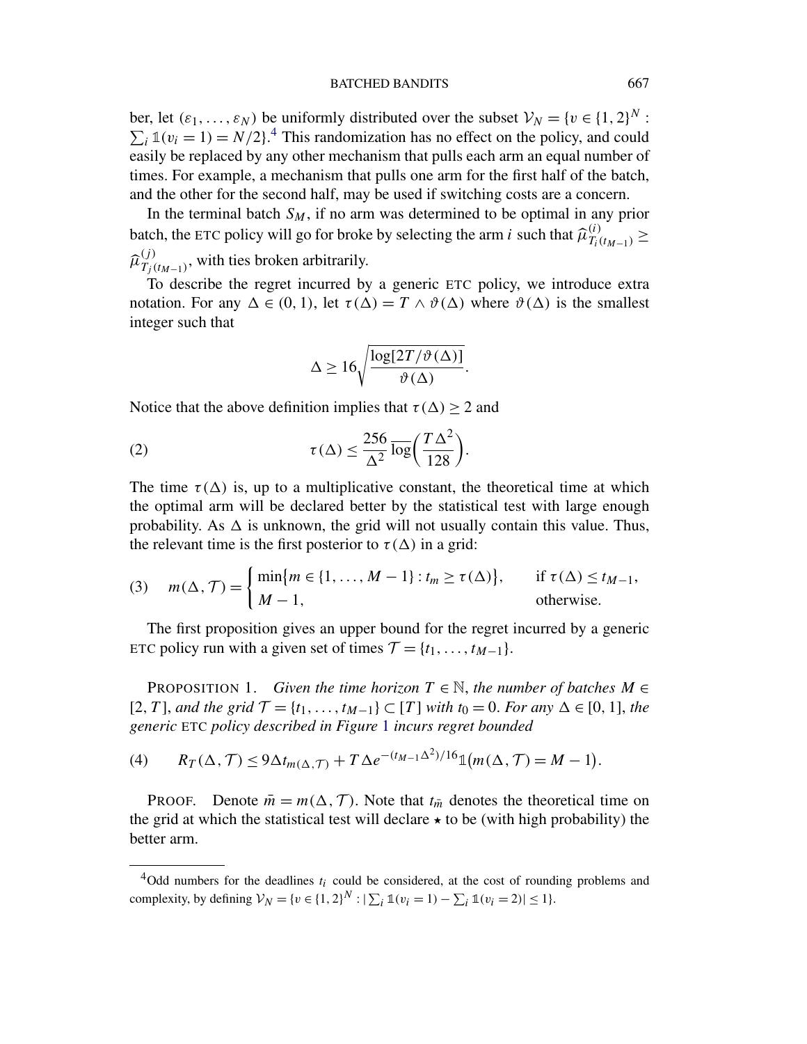ber, let $(\varepsilon_1, \dots, \varepsilon_N)$ be uniformly distributed over the subset $\mathcal{V}_N = \{v \in \{1,2\}^N : \sum_i \mathbb{1}(v_i = 1) = N/2\}$.[4] This randomization has no effect on the policy, and could easily be replaced by any other mechanism that pulls each arm an equal number of times. For example, a mechanism that pulls one arm for the first half of the batch, and the other for the second half, may be used if switching costs are a concern.

In the terminal batch $S_M$, if no arm was determined to be optimal in any prior batch, the ETC policy will go for broke by selecting the arm $i$ such that $\widehat{\mu}^{(i)}_{T_i(t_{M-1})} \geq \widehat{\mu}^{(j)}_{T_j(t_{M-1})}$, with ties broken arbitrarily.

To describe the regret incurred by a generic ETC policy, we introduce extra notation. For any $\Delta \in (0,1)$, let $\tau(\Delta) = T \wedge \vartheta(\Delta)$ where $\vartheta(\Delta)$ is the smallest integer such that

$$\Delta \geq 16\sqrt{\frac{\log[2T/\vartheta(\Delta)]}{\vartheta(\Delta)}}.$$

Notice that the above definition implies that $\tau(\Delta) \geq 2$ and

$$\tau(\Delta) \leq \frac{256}{\Delta^2}\overline{\log}\left(\frac{T\Delta^2}{128}\right). \tag{2}$$

The time $\tau(\Delta)$ is, up to a multiplicative constant, the theoretical time at which the optimal arm will be declared better by the statistical test with large enough probability. As $\Delta$ is unknown, the grid will not usually contain this value. Thus, the relevant time is the first posterior to $\tau(\Delta)$ in a grid:

$$m(\Delta, \mathcal{T}) = \begin{cases} \min\{m \in \{1, \dots, M-1\} : t_m \geq \tau(\Delta)\}, & \text{if } \tau(\Delta) \leq t_{M-1}, \\ M-1, & \text{otherwise.} \end{cases} \tag{3}$$

The first proposition gives an upper bound for the regret incurred by a generic ETC policy run with a given set of times $\mathcal{T} = \{t_1, \dots, t_{M-1}\}$.

PROPOSITION 1. *Given the time horizon $T \in \mathbb{N}$, the number of batches $M \in [2, T]$, and the grid $\mathcal{T} = \{t_1, \dots, t_{M-1}\} \subset [T]$ with $t_0 = 0$. For any $\Delta \in [0,1]$, the generic* ETC *policy described in Figure 1 incurs regret bounded*

$$R_T(\Delta, \mathcal{T}) \leq 9\Delta t_{m(\Delta,\mathcal{T})} + T\Delta e^{-(t_{M-1}\Delta^2)/16}\mathbb{1}(m(\Delta, \mathcal{T}) = M-1). \tag{4}$$

PROOF. Denote $\bar{m} = m(\Delta, \mathcal{T})$. Note that $t_{\bar{m}}$ denotes the theoretical time on the grid at which the statistical test will declare $\star$ to be (with high probability) the better arm.

[4] Odd numbers for the deadlines $t_i$ could be considered, at the cost of rounding problems and complexity, by defining $\mathcal{V}_N = \{v \in \{1,2\}^N : |\sum_i \mathbb{1}(v_i = 1) - \sum_i \mathbb{1}(v_i = 2)| \leq 1\}$.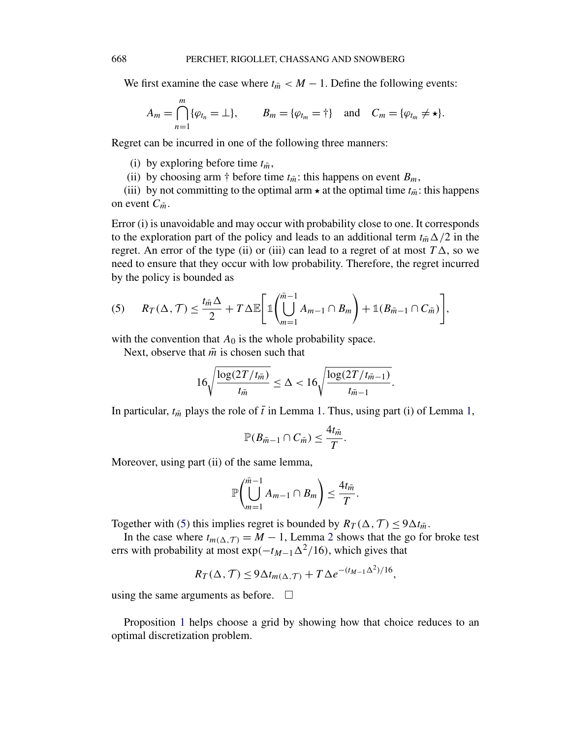We first examine the case where $t_{\bar{m}} < M - 1$. Define the following events:

$$A_m = \bigcap_{n=1}^{m} \{\varphi_{t_n} = \perp\}, \qquad B_m = \{\varphi_{t_m} = \dagger\} \quad \text{and} \quad C_m = \{\varphi_{t_m} \neq \star\}.$$

Regret can be incurred in one of the following three manners:

(i) by exploring before time $t_{\bar{m}}$,

(ii) by choosing arm † before time $t_{\bar{m}}$: this happens on event $B_m$,

(iii) by not committing to the optimal arm ⋆ at the optimal time $t_{\bar{m}}$: this happens on event $C_{\bar{m}}$.

Error (i) is unavoidable and may occur with probability close to one. It corresponds to the exploration part of the policy and leads to an additional term $t_{\bar{m}}\Delta/2$ in the regret. An error of the type (ii) or (iii) can lead to a regret of at most $T\Delta$, so we need to ensure that they occur with low probability. Therefore, the regret incurred by the policy is bounded as

$$R_T(\Delta, \mathcal{T}) \leq \frac{t_{\bar{m}}\Delta}{2} + T\Delta \mathbb{E}\left[\mathbb{1}\left(\bigcup_{m=1}^{\bar{m}-1} A_{m-1} \cap B_m\right) + \mathbb{1}(B_{\bar{m}-1} \cap C_{\bar{m}})\right], \tag{5}$$

with the convention that $A_0$ is the whole probability space.

Next, observe that $\bar{m}$ is chosen such that

$$16\sqrt{\frac{\log(2T/t_{\bar{m}})}{t_{\bar{m}}}} \leq \Delta < 16\sqrt{\frac{\log(2T/t_{\bar{m}-1})}{t_{\bar{m}-1}}}.$$

In particular, $t_{\bar{m}}$ plays the role of $\bar{t}$ in Lemma 1. Thus, using part (i) of Lemma 1,

$$\mathbb{P}(B_{\bar{m}-1} \cap C_{\bar{m}}) \leq \frac{4t_{\bar{m}}}{T}.$$

Moreover, using part (ii) of the same lemma,

$$\mathbb{P}\left(\bigcup_{m=1}^{\bar{m}-1} A_{m-1} \cap B_m\right) \leq \frac{4t_{\bar{m}}}{T}.$$

Together with (5) this implies regret is bounded by $R_T(\Delta, \mathcal{T}) \leq 9\Delta t_{\bar{m}}$.

In the case where $t_{m(\Delta,\mathcal{T})} = M - 1$, Lemma 2 shows that the go for broke test errs with probability at most $\exp(-t_{M-1}\Delta^2/16)$, which gives that

$$R_T(\Delta, \mathcal{T}) \leq 9\Delta t_{m(\Delta,\mathcal{T})} + T\Delta e^{-(t_{M-1}\Delta^2)/16},$$

using the same arguments as before. □

Proposition 1 helps choose a grid by showing how that choice reduces to an optimal discretization problem.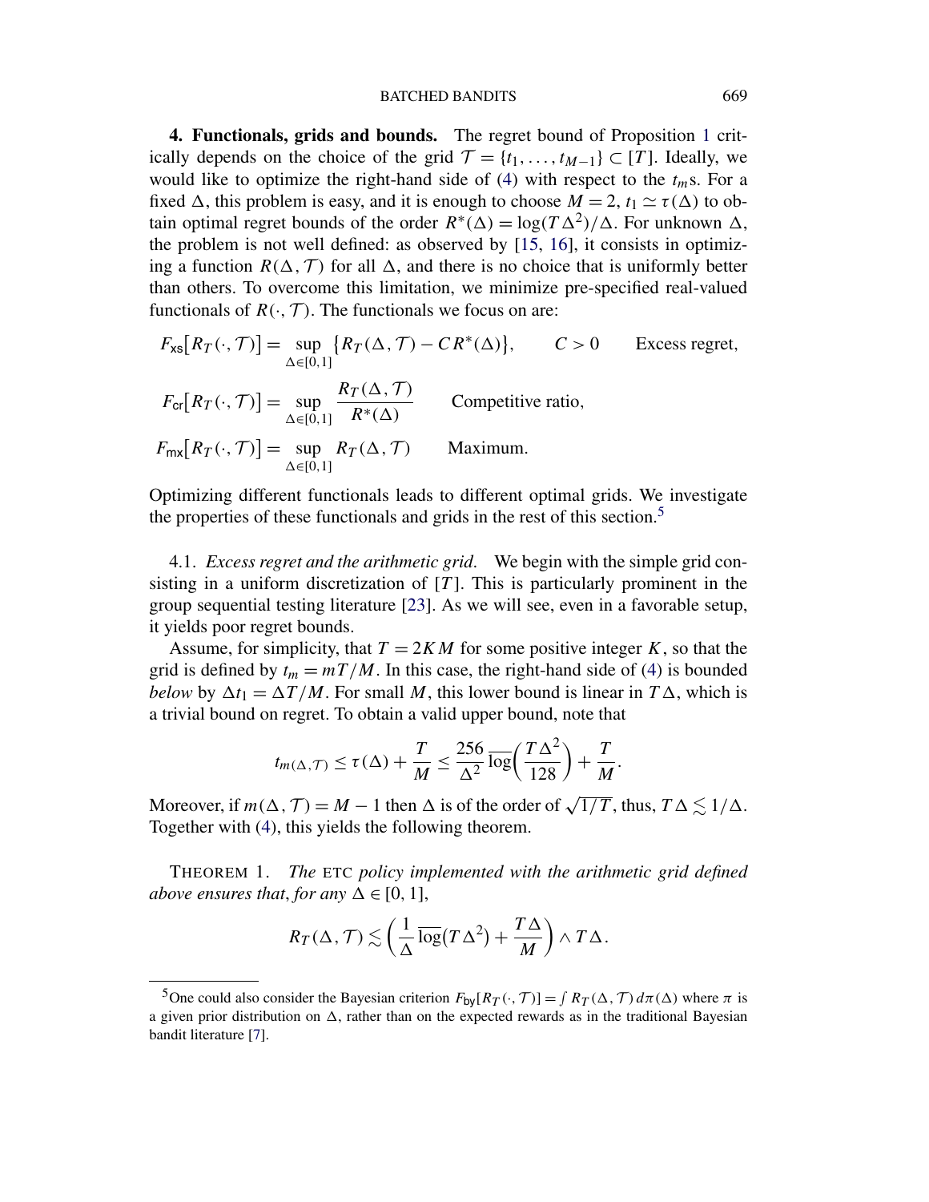## 4. Functionals, grids and bounds.

The regret bound of Proposition 1 critically depends on the choice of the grid $\mathcal{T} = \{t_1, \dots, t_{M-1}\} \subset [T]$. Ideally, we would like to optimize the right-hand side of (4) with respect to the $t_m$s. For a fixed $\Delta$, this problem is easy, and it is enough to choose $M = 2$, $t_1 \simeq \tau(\Delta)$ to obtain optimal regret bounds of the order $R^*(\Delta) = \log(T\Delta^2)/\Delta$. For unknown $\Delta$, the problem is not well defined: as observed by [15, 16], it consists in optimizing a function $R(\Delta, \mathcal{T})$ for all $\Delta$, and there is no choice that is uniformly better than others. To overcome this limitation, we minimize pre-specified real-valued functionals of $R(\cdot, \mathcal{T})$. The functionals we focus on are:

$$F_{\mathsf{xs}}\big[R_T(\cdot, \mathcal{T})\big] = \sup_{\Delta \in [0,1]} \big\{R_T(\Delta, \mathcal{T}) - CR^*(\Delta)\big\}, \qquad C > 0 \qquad \text{Excess regret,}$$

$$F_{\mathsf{cr}}\big[R_T(\cdot, \mathcal{T})\big] = \sup_{\Delta \in [0,1]} \frac{R_T(\Delta, \mathcal{T})}{R^*(\Delta)} \qquad \text{Competitive ratio,}$$

$$F_{\mathsf{mx}}\big[R_T(\cdot, \mathcal{T})\big] = \sup_{\Delta \in [0,1]} R_T(\Delta, \mathcal{T}) \qquad \text{Maximum.}$$

Optimizing different functionals leads to different optimal grids. We investigate the properties of these functionals and grids in the rest of this section.[5]

### 4.1. *Excess regret and the arithmetic grid.*

We begin with the simple grid consisting in a uniform discretization of $[T]$. This is particularly prominent in the group sequential testing literature [23]. As we will see, even in a favorable setup, it yields poor regret bounds.

Assume, for simplicity, that $T = 2KM$ for some positive integer $K$, so that the grid is defined by $t_m = mT/M$. In this case, the right-hand side of (4) is bounded *below* by $\Delta t_1 = \Delta T/M$. For small $M$, this lower bound is linear in $T\Delta$, which is a trivial bound on regret. To obtain a valid upper bound, note that

$$t_{m(\Delta,\mathcal{T})} \le \tau(\Delta) + \frac{T}{M} \le \frac{256}{\Delta^2} \overline{\log}\left(\frac{T\Delta^2}{128}\right) + \frac{T}{M}.$$

Moreover, if $m(\Delta, \mathcal{T}) = M - 1$ then $\Delta$ is of the order of $\sqrt{1/T}$, thus, $T\Delta \lesssim 1/\Delta$. Together with (4), this yields the following theorem.

THEOREM 1. *The* ETC *policy implemented with the arithmetic grid defined above ensures that, for any* $\Delta \in [0, 1]$,

$$R_T(\Delta, \mathcal{T}) \lesssim \left(\frac{1}{\Delta} \overline{\log}(T\Delta^2) + \frac{T\Delta}{M}\right) \wedge T\Delta.$$

---

[5] One could also consider the Bayesian criterion $F_{\mathsf{by}}[R_T(\cdot, \mathcal{T})] = \int R_T(\Delta, \mathcal{T})\, d\pi(\Delta)$ where $\pi$ is a given prior distribution on $\Delta$, rather than on the expected rewards as in the traditional Bayesian bandit literature [7].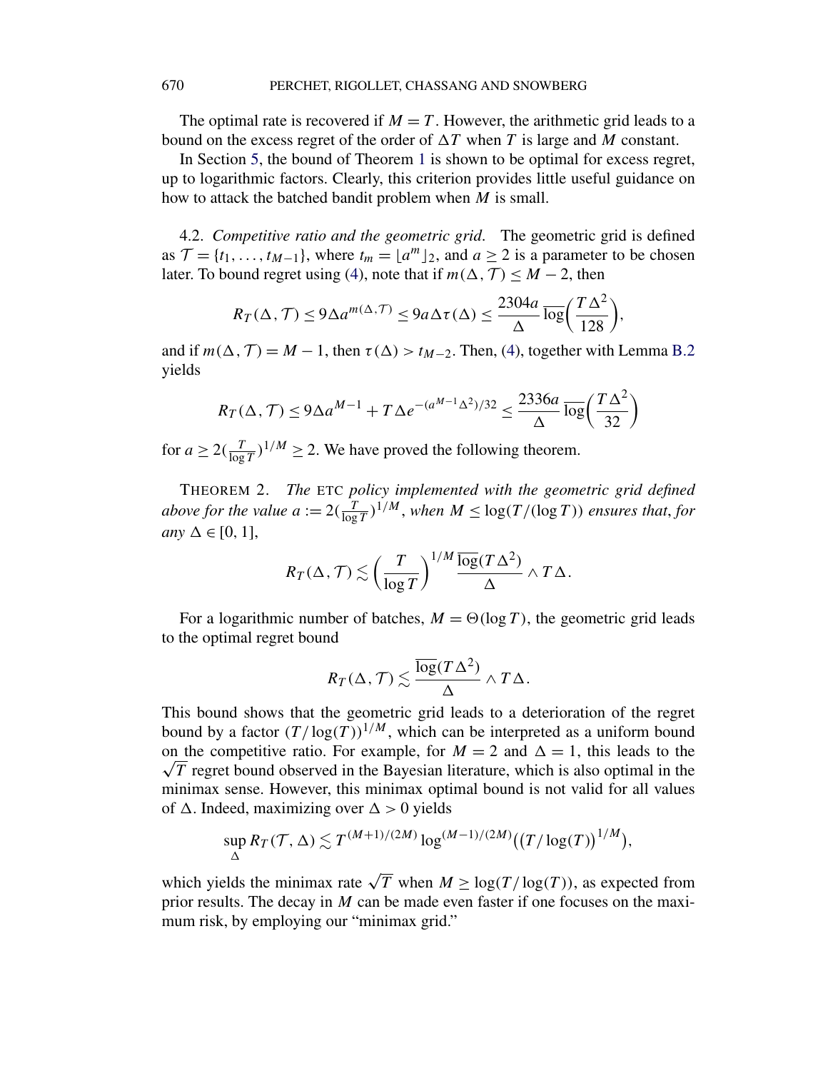The optimal rate is recovered if $M = T$. However, the arithmetic grid leads to a bound on the excess regret of the order of $\Delta T$ when $T$ is large and $M$ constant.

In Section 5, the bound of Theorem 1 is shown to be optimal for excess regret, up to logarithmic factors. Clearly, this criterion provides little useful guidance on how to attack the batched bandit problem when $M$ is small.

4.2. *Competitive ratio and the geometric grid.* The geometric grid is defined as $\mathcal{T} = \{t_1, \dots, t_{M-1}\}$, where $t_m = \lfloor a^m \rfloor_2$, and $a \geq 2$ is a parameter to be chosen later. To bound regret using (4), note that if $m(\Delta, \mathcal{T}) \leq M - 2$, then

$$R_T(\Delta, \mathcal{T}) \leq 9\Delta a^{m(\Delta, \mathcal{T})} \leq 9a\Delta\tau(\Delta) \leq \frac{2304a}{\Delta}\overline{\log}\left(\frac{T\Delta^2}{128}\right),$$

and if $m(\Delta, \mathcal{T}) = M - 1$, then $\tau(\Delta) > t_{M-2}$. Then, (4), together with Lemma B.2 yields

$$R_T(\Delta, \mathcal{T}) \leq 9\Delta a^{M-1} + T\Delta e^{-(a^{M-1}\Delta^2)/32} \leq \frac{2336a}{\Delta}\overline{\log}\left(\frac{T\Delta^2}{32}\right)$$

for $a \geq 2(\frac{T}{\log T})^{1/M} \geq 2$. We have proved the following theorem.

THEOREM 2. *The* ETC *policy implemented with the geometric grid defined above for the value* $a := 2(\frac{T}{\log T})^{1/M}$, *when* $M \leq \log(T/(\log T))$ *ensures that*, *for any* $\Delta \in [0, 1]$,

$$R_T(\Delta, \mathcal{T}) \lesssim \left(\frac{T}{\log T}\right)^{1/M}\frac{\overline{\log}(T\Delta^2)}{\Delta} \wedge T\Delta.$$

For a logarithmic number of batches, $M = \Theta(\log T)$, the geometric grid leads to the optimal regret bound

$$R_T(\Delta, \mathcal{T}) \lesssim \frac{\overline{\log}(T\Delta^2)}{\Delta} \wedge T\Delta.$$

This bound shows that the geometric grid leads to a deterioration of the regret bound by a factor $(T/\log(T))^{1/M}$, which can be interpreted as a uniform bound on the competitive ratio. For example, for $M = 2$ and $\Delta = 1$, this leads to the $\sqrt{T}$ regret bound observed in the Bayesian literature, which is also optimal in the minimax sense. However, this minimax optimal bound is not valid for all values of $\Delta$. Indeed, maximizing over $\Delta > 0$ yields

$$\sup_{\Delta} R_T(\mathcal{T}, \Delta) \lesssim T^{(M+1)/(2M)} \log^{(M-1)/(2M)}\left(\left(T/\log(T)\right)^{1/M}\right),$$

which yields the minimax rate $\sqrt{T}$ when $M \geq \log(T/\log(T))$, as expected from prior results. The decay in $M$ can be made even faster if one focuses on the maximum risk, by employing our "minimax grid."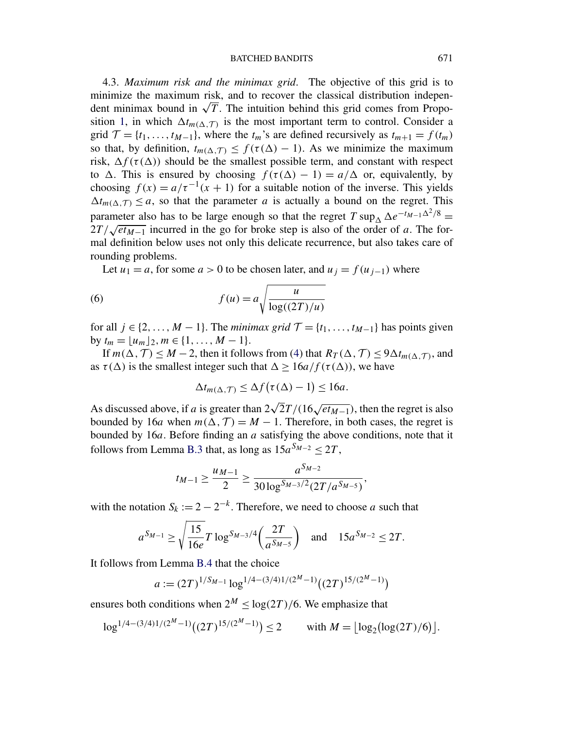4.3. *Maximum risk and the minimax grid*. The objective of this grid is to minimize the maximum risk, and to recover the classical distribution independent minimax bound in $\sqrt{T}$. The intuition behind this grid comes from Proposition 1, in which $\Delta t_{m(\Delta,\mathcal{T})}$ is the most important term to control. Consider a grid $\mathcal{T} = \{t_1, \dots, t_{M-1}\}$, where the $t_m$'s are defined recursively as $t_{m+1} = f(t_m)$ so that, by definition, $t_{m(\Delta,\mathcal{T})} \le f(\tau(\Delta) - 1)$. As we minimize the maximum risk, $\Delta f(\tau(\Delta))$ should be the smallest possible term, and constant with respect to $\Delta$. This is ensured by choosing $f(\tau(\Delta) - 1) = a/\Delta$ or, equivalently, by choosing $f(x) = a/\tau^{-1}(x+1)$ for a suitable notion of the inverse. This yields $\Delta t_{m(\Delta,\mathcal{T})} \le a$, so that the parameter $a$ is actually a bound on the regret. This parameter also has to be large enough so that the regret $T \sup_\Delta \Delta e^{-t_{M-1}\Delta^2/8} = 2T/\sqrt{et_{M-1}}$ incurred in the go for broke step is also of the order of $a$. The formal definition below uses not only this delicate recurrence, but also takes care of rounding problems.

Let $u_1 = a$, for some $a > 0$ to be chosen later, and $u_j = f(u_{j-1})$ where

$$f(u) = a\sqrt{\frac{u}{\log((2T)/u)}} \tag{6}$$

for all $j \in \{2, \dots, M-1\}$. The *minimax grid* $\mathcal{T} = \{t_1, \dots, t_{M-1}\}$ has points given by $t_m = \lfloor u_m \rfloor_2$, $m \in \{1, \dots, M-1\}$.

If $m(\Delta,\mathcal{T}) \le M-2$, then it follows from (4) that $R_T(\Delta,\mathcal{T}) \le 9\Delta t_{m(\Delta,\mathcal{T})}$, and as $\tau(\Delta)$ is the smallest integer such that $\Delta \ge 16a/f(\tau(\Delta))$, we have

$$\Delta t_{m(\Delta,\mathcal{T})} \le \Delta f(\tau(\Delta) - 1) \le 16a.$$

As discussed above, if $a$ is greater than $2\sqrt{2}T/(16\sqrt{et_{M-1}})$, then the regret is also bounded by $16a$ when $m(\Delta,\mathcal{T}) = M-1$. Therefore, in both cases, the regret is bounded by $16a$. Before finding an $a$ satisfying the above conditions, note that it follows from Lemma B.3 that, as long as $15a^{S_{M-2}} \le 2T$,

$$t_{M-1} \ge \frac{u_{M-1}}{2} \ge \frac{a^{S_{M-2}}}{30\log^{S_{M-3}/2}(2T/a^{S_{M-5}})},$$

with the notation $S_k := 2 - 2^{-k}$. Therefore, we need to choose $a$ such that

$$a^{S_{M-1}} \ge \sqrt{\frac{15}{16e}}T\log^{S_{M-3}/4}\left(\frac{2T}{a^{S_{M-5}}}\right) \quad \text{and} \quad 15a^{S_{M-2}} \le 2T.$$

It follows from Lemma B.4 that the choice

$$a := (2T)^{1/S_{M-1}}\log^{1/4-(3/4)1/(2^M-1)}\big((2T)^{15/(2^M-1)}\big)$$

ensures both conditions when $2^M \le \log(2T)/6$. We emphasize that

$$\log^{1/4-(3/4)1/(2^M-1)}\big((2T)^{15/(2^M-1)}\big) \le 2 \qquad \text{with } M = \lfloor \log_2(\log(2T)/6) \rfloor.$$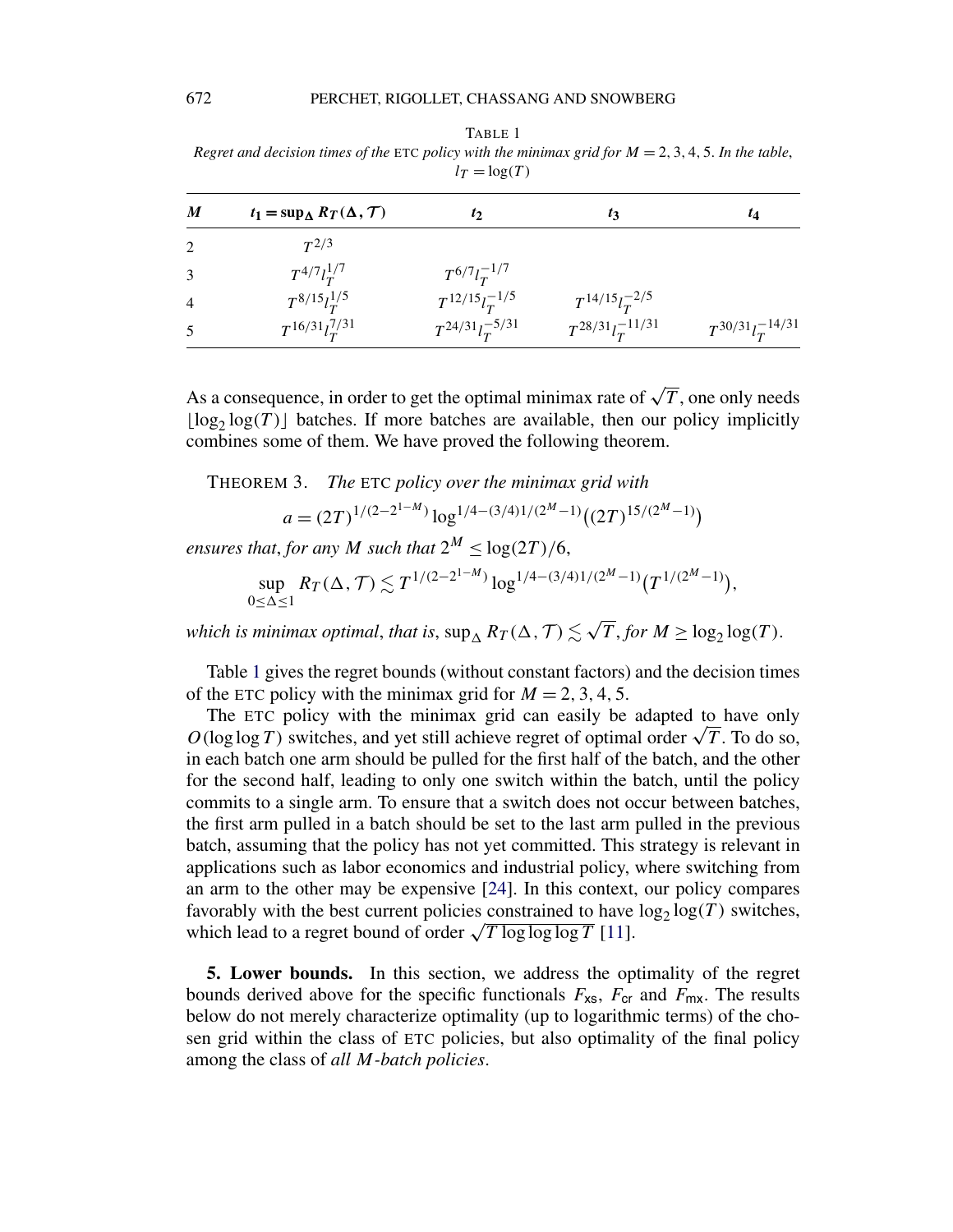TABLE 1

*Regret and decision times of the* ETC *policy with the minimax grid for* $M = 2, 3, 4, 5$. *In the table,* $l_T = \log(T)$

| $M$ | $t_1 = \sup_\Delta R_T(\Delta, \mathcal{T})$ | $t_2$ | $t_3$ | $t_4$ |
|---|---|---|---|---|
| 2 | $T^{2/3}$ | | | |
| 3 | $T^{4/7} l_T^{1/7}$ | $T^{6/7} l_T^{-1/7}$ | | |
| 4 | $T^{8/15} l_T^{1/5}$ | $T^{12/15} l_T^{-1/5}$ | $T^{14/15} l_T^{-2/5}$ | |
| 5 | $T^{16/31} l_T^{7/31}$ | $T^{24/31} l_T^{-5/31}$ | $T^{28/31} l_T^{-11/31}$ | $T^{30/31} l_T^{-14/31}$ |

As a consequence, in order to get the optimal minimax rate of $\sqrt{T}$, one only needs $\lfloor \log_2 \log(T) \rfloor$ batches. If more batches are available, then our policy implicitly combines some of them. We have proved the following theorem.

THEOREM 3. *The* ETC *policy over the minimax grid with*

$$a = (2T)^{1/(2-2^{1-M})} \log^{1/4-(3/4)1/(2^M-1)}\big((2T)^{15/(2^M-1)}\big)$$

*ensures that, for any $M$ such that $2^M \le \log(2T)/6$,*

$$\sup_{0 \le \Delta \le 1} R_T(\Delta, \mathcal{T}) \lesssim T^{1/(2-2^{1-M})} \log^{1/4-(3/4)1/(2^M-1)}\big(T^{1/(2^M-1)}\big),$$

*which is minimax optimal, that is,* $\sup_\Delta R_T(\Delta, \mathcal{T}) \lesssim \sqrt{T}$, *for* $M \ge \log_2 \log(T)$.

Table 1 gives the regret bounds (without constant factors) and the decision times of the ETC policy with the minimax grid for $M = 2, 3, 4, 5$.

The ETC policy with the minimax grid can easily be adapted to have only $O(\log\log T)$ switches, and yet still achieve regret of optimal order $\sqrt{T}$. To do so, in each batch one arm should be pulled for the first half of the batch, and the other for the second half, leading to only one switch within the batch, until the policy commits to a single arm. To ensure that a switch does not occur between batches, the first arm pulled in a batch should be set to the last arm pulled in the previous batch, assuming that the policy has not yet committed. This strategy is relevant in applications such as labor economics and industrial policy, where switching from an arm to the other may be expensive [24]. In this context, our policy compares favorably with the best current policies constrained to have $\log_2 \log(T)$ switches, which lead to a regret bound of order $\sqrt{T \log\log\log T}$ [11].

**5. Lower bounds.** In this section, we address the optimality of the regret bounds derived above for the specific functionals $F_{\mathsf{xs}}$, $F_{\mathsf{cr}}$ and $F_{\mathsf{mx}}$. The results below do not merely characterize optimality (up to logarithmic terms) of the chosen grid within the class of ETC policies, but also optimality of the final policy among the class of *all $M$-batch policies*.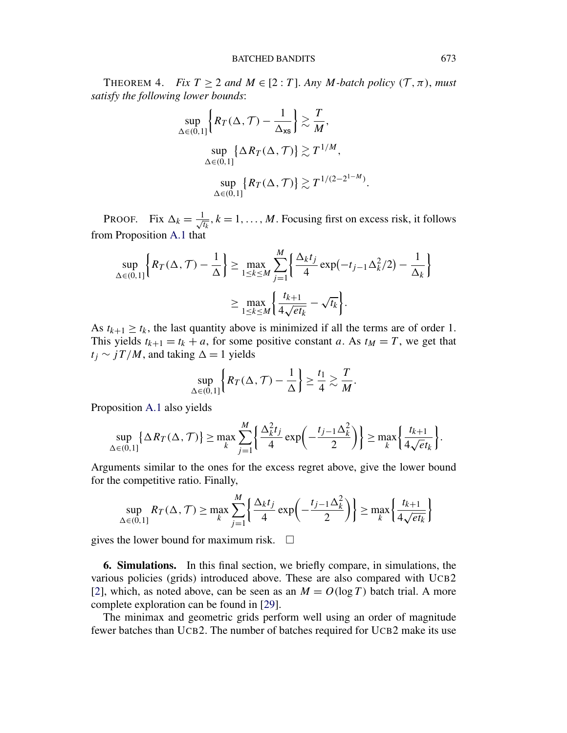THEOREM 4. *Fix $T \geq 2$ and $M \in [2 : T]$. Any $M$-batch policy $(\mathcal{T}, \pi)$, must satisfy the following lower bounds*:

$$\sup_{\Delta \in (0,1]} \left\{ R_T(\Delta, \mathcal{T}) - \frac{1}{\Delta_{\mathsf{xs}}} \right\} \gtrsim \frac{T}{M},$$

$$\sup_{\Delta \in (0,1]} \left\{ \Delta R_T(\Delta, \mathcal{T}) \right\} \gtrsim T^{1/M},$$

$$\sup_{\Delta \in (0,1]} \left\{ R_T(\Delta, \mathcal{T}) \right\} \gtrsim T^{1/(2-2^{1-M})}.$$

PROOF. Fix $\Delta_k = \frac{1}{\sqrt{t_k}}$, $k = 1, \dots, M$. Focusing first on excess risk, it follows from Proposition A.1 that

$$\sup_{\Delta \in (0,1]} \left\{ R_T(\Delta, \mathcal{T}) - \frac{1}{\Delta} \right\} \geq \max_{1 \leq k \leq M} \sum_{j=1}^{M} \left\{ \frac{\Delta_k t_j}{4} \exp(-t_{j-1} \Delta_k^2 / 2) - \frac{1}{\Delta_k} \right\}$$

$$\geq \max_{1 \leq k \leq M} \left\{ \frac{t_{k+1}}{4\sqrt{e t_k}} - \sqrt{t_k} \right\}.$$

As $t_{k+1} \geq t_k$, the last quantity above is minimized if all the terms are of order 1. This yields $t_{k+1} = t_k + a$, for some positive constant $a$. As $t_M = T$, we get that $t_j \sim jT/M$, and taking $\Delta = 1$ yields

$$\sup_{\Delta \in (0,1]} \left\{ R_T(\Delta, \mathcal{T}) - \frac{1}{\Delta} \right\} \geq \frac{t_1}{4} \gtrsim \frac{T}{M}.$$

Proposition A.1 also yields

$$\sup_{\Delta \in (0,1]} \left\{ \Delta R_T(\Delta, \mathcal{T}) \right\} \geq \max_k \sum_{j=1}^{M} \left\{ \frac{\Delta_k^2 t_j}{4} \exp\left( -\frac{t_{j-1} \Delta_k^2}{2} \right) \right\} \geq \max_k \left\{ \frac{t_{k+1}}{4\sqrt{e t_k}} \right\}.$$

Arguments similar to the ones for the excess regret above, give the lower bound for the competitive ratio. Finally,

$$\sup_{\Delta \in (0,1]} R_T(\Delta, \mathcal{T}) \geq \max_k \sum_{j=1}^{M} \left\{ \frac{\Delta_k t_j}{4} \exp\left( -\frac{t_{j-1} \Delta_k^2}{2} \right) \right\} \geq \max_k \left\{ \frac{t_{k+1}}{4\sqrt{e t_k}} \right\}$$

gives the lower bound for maximum risk. $\square$

**6. Simulations.** In this final section, we briefly compare, in simulations, the various policies (grids) introduced above. These are also compared with UCB2 [2], which, as noted above, can be seen as an $M = O(\log T)$ batch trial. A more complete exploration can be found in [29].

The minimax and geometric grids perform well using an order of magnitude fewer batches than UCB2. The number of batches required for UCB2 make its use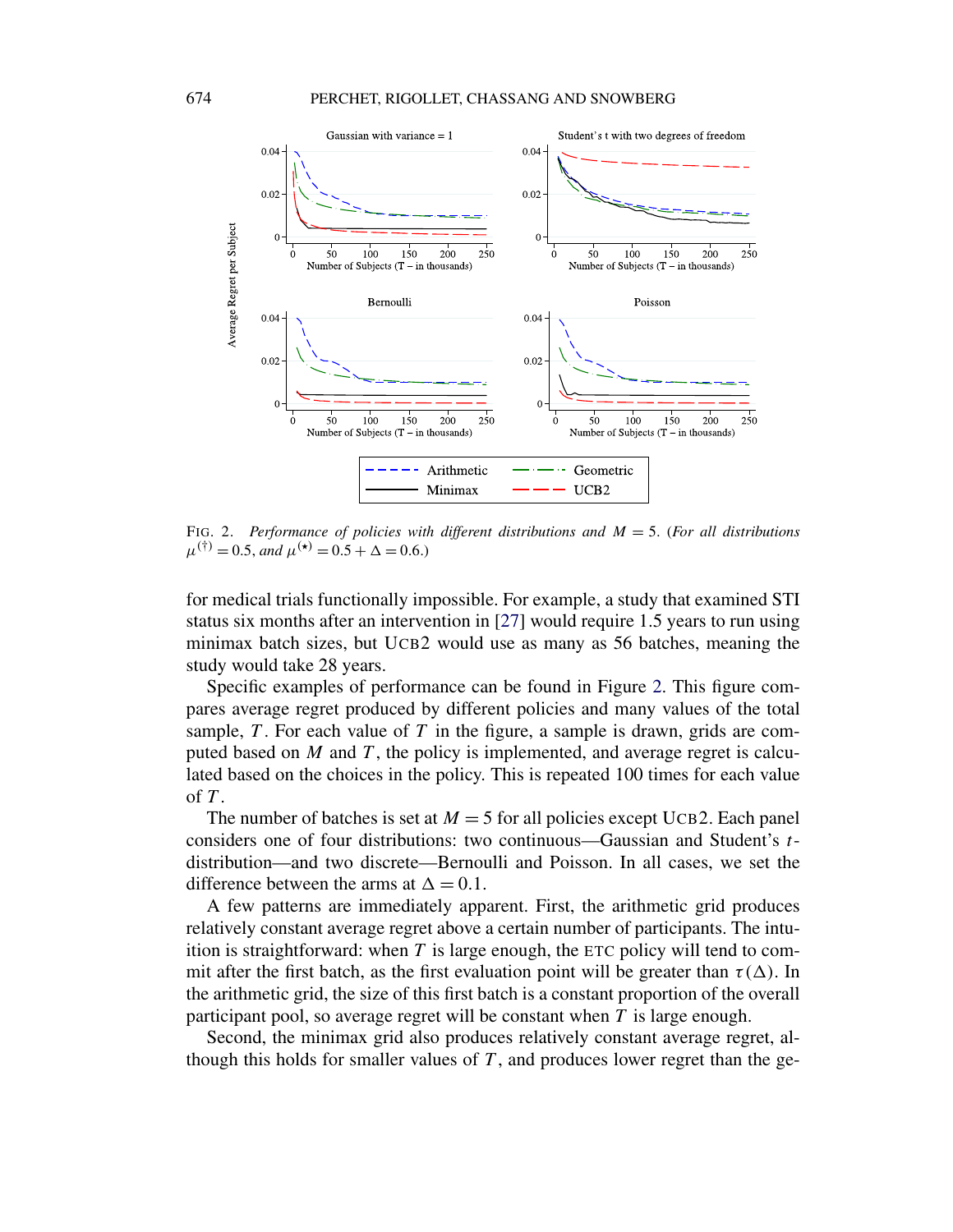Average Regret per Subject

Gaussian with variance = 1

0.04
0.02
0
0 50 100 150 200 250
Number of Subjects (T – in thousands)

Student's t with two degrees of freedom

0.04
0.02
0
0 50 100 150 200 250
Number of Subjects (T – in thousands)

Bernoulli

0.04
0.02
0
0 50 100 150 200 250
Number of Subjects (T – in thousands)

Poisson

0.04
0.02
0
0 50 100 150 200 250
Number of Subjects (T – in thousands)

Arithmetic
Geometric
Minimax
UCB2

FIG. 2. *Performance of policies with different distributions and* $M = 5$. (*For all distributions* $\mu^{(\dagger)} = 0.5$, *and* $\mu^{(\star)} = 0.5 + \Delta = 0.6$.)

for medical trials functionally impossible. For example, a study that examined STI status six months after an intervention in [27] would require 1.5 years to run using minimax batch sizes, but UCB2 would use as many as 56 batches, meaning the study would take 28 years.

Specific examples of performance can be found in Figure 2. This figure compares average regret produced by different policies and many values of the total sample, $T$. For each value of $T$ in the figure, a sample is drawn, grids are computed based on $M$ and $T$, the policy is implemented, and average regret is calculated based on the choices in the policy. This is repeated 100 times for each value of $T$.

The number of batches is set at $M = 5$ for all policies except UCB2. Each panel considers one of four distributions: two continuous—Gaussian and Student's $t$-distribution—and two discrete—Bernoulli and Poisson. In all cases, we set the difference between the arms at $\Delta = 0.1$.

A few patterns are immediately apparent. First, the arithmetic grid produces relatively constant average regret above a certain number of participants. The intuition is straightforward: when $T$ is large enough, the ETC policy will tend to commit after the first batch, as the first evaluation point will be greater than $\tau(\Delta)$. In the arithmetic grid, the size of this first batch is a constant proportion of the overall participant pool, so average regret will be constant when $T$ is large enough.

Second, the minimax grid also produces relatively constant average regret, although this holds for smaller values of $T$, and produces lower regret than the ge-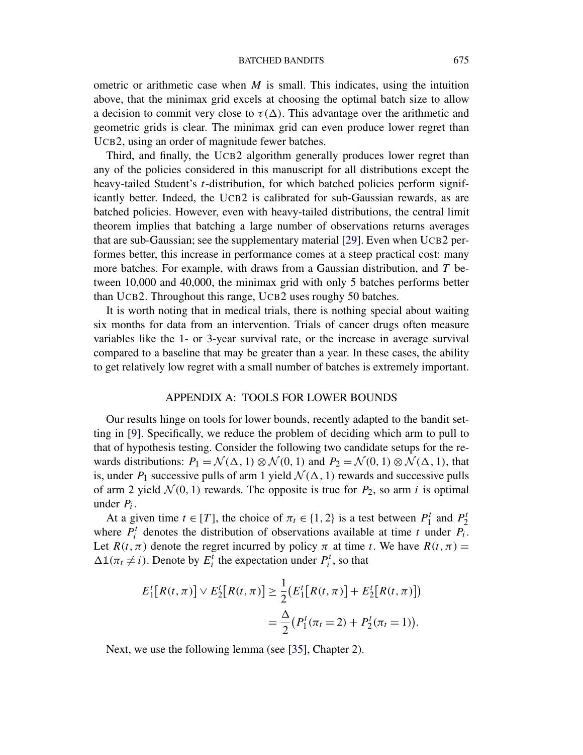ometric or arithmetic case when $M$ is small. This indicates, using the intuition above, that the minimax grid excels at choosing the optimal batch size to allow a decision to commit very close to $\tau(\Delta)$. This advantage over the arithmetic and geometric grids is clear. The minimax grid can even produce lower regret than UCB2, using an order of magnitude fewer batches.

Third, and finally, the UCB2 algorithm generally produces lower regret than any of the policies considered in this manuscript for all distributions except the heavy-tailed Student's $t$-distribution, for which batched policies perform significantly better. Indeed, the UCB2 is calibrated for sub-Gaussian rewards, as are batched policies. However, even with heavy-tailed distributions, the central limit theorem implies that batching a large number of observations returns averages that are sub-Gaussian; see the supplementary material [29]. Even when UCB2 performes better, this increase in performance comes at a steep practical cost: many more batches. For example, with draws from a Gaussian distribution, and $T$ between 10,000 and 40,000, the minimax grid with only 5 batches performs better than UCB2. Throughout this range, UCB2 uses roughy 50 batches.

It is worth noting that in medical trials, there is nothing special about waiting six months for data from an intervention. Trials of cancer drugs often measure variables like the 1- or 3-year survival rate, or the increase in average survival compared to a baseline that may be greater than a year. In these cases, the ability to get relatively low regret with a small number of batches is extremely important.

## APPENDIX A: TOOLS FOR LOWER BOUNDS

Our results hinge on tools for lower bounds, recently adapted to the bandit setting in [9]. Specifically, we reduce the problem of deciding which arm to pull to that of hypothesis testing. Consider the following two candidate setups for the rewards distributions: $P_1 = \mathcal{N}(\Delta, 1) \otimes \mathcal{N}(0, 1)$ and $P_2 = \mathcal{N}(0, 1) \otimes \mathcal{N}(\Delta, 1)$, that is, under $P_1$ successive pulls of arm 1 yield $\mathcal{N}(\Delta, 1)$ rewards and successive pulls of arm 2 yield $\mathcal{N}(0, 1)$ rewards. The opposite is true for $P_2$, so arm $i$ is optimal under $P_i$.

At a given time $t \in [T]$, the choice of $\pi_t \in \{1, 2\}$ is a test between $P_1^t$ and $P_2^t$ where $P_i^t$ denotes the distribution of observations available at time $t$ under $P_i$. Let $R(t, \pi)$ denote the regret incurred by policy $\pi$ at time $t$. We have $R(t, \pi) = \Delta \mathbb{1}(\pi_t \neq i)$. Denote by $E_i^t$ the expectation under $P_i^t$, so that

$$
\begin{aligned}
E_1^t\big[R(t,\pi)\big] \vee E_2^t\big[R(t,\pi)\big] &\geq \frac{1}{2}\big(E_1^t\big[R(t,\pi)\big] + E_2^t\big[R(t,\pi)\big]\big) \\
&= \frac{\Delta}{2}\big(P_1^t(\pi_t = 2) + P_2^t(\pi_t = 1)\big).
\end{aligned}
$$

Next, we use the following lemma (see [35], Chapter 2).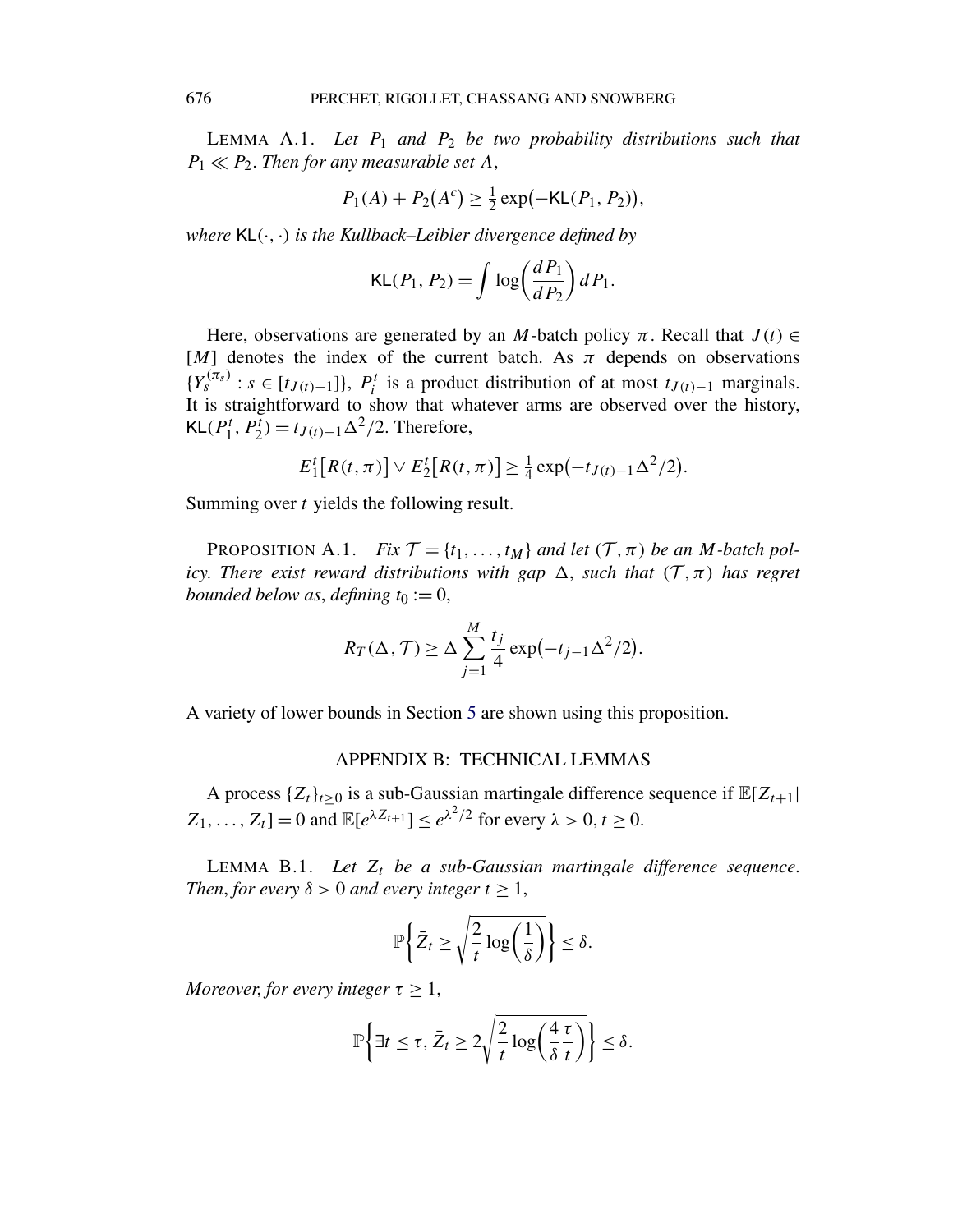LEMMA A.1. *Let $P_1$ and $P_2$ be two probability distributions such that $P_1 \ll P_2$. Then for any measurable set $A$,*

$$P_1(A) + P_2(A^c) \geq \frac{1}{2} \exp(-\mathsf{KL}(P_1, P_2)),$$

*where $\mathsf{KL}(\cdot, \cdot)$ is the Kullback–Leibler divergence defined by*

$$\mathsf{KL}(P_1, P_2) = \int \log\left(\frac{dP_1}{dP_2}\right) dP_1.$$

Here, observations are generated by an $M$-batch policy $\pi$. Recall that $J(t) \in [M]$ denotes the index of the current batch. As $\pi$ depends on observations $\{Y_s^{(\pi_s)} : s \in [t_{J(t)-1}]\}$, $P_i^t$ is a product distribution of at most $t_{J(t)-1}$ marginals. It is straightforward to show that whatever arms are observed over the history, $\mathsf{KL}(P_1^t, P_2^t) = t_{J(t)-1}\Delta^2/2$. Therefore,

$$E_1^t[R(t, \pi)] \vee E_2^t[R(t, \pi)] \geq \frac{1}{4} \exp(-t_{J(t)-1}\Delta^2/2).$$

Summing over $t$ yields the following result.

PROPOSITION A.1. *Fix $\mathcal{T} = \{t_1, \dots, t_M\}$ and let $(\mathcal{T}, \pi)$ be an $M$-batch policy. There exist reward distributions with gap $\Delta$, such that $(\mathcal{T}, \pi)$ has regret bounded below as, defining $t_0 := 0$,*

$$R_T(\Delta, \mathcal{T}) \geq \Delta \sum_{j=1}^{M} \frac{t_j}{4} \exp(-t_{j-1}\Delta^2/2).$$

A variety of lower bounds in Section 5 are shown using this proposition.

## APPENDIX B: TECHNICAL LEMMAS

A process $\{Z_t\}_{t \geq 0}$ is a sub-Gaussian martingale difference sequence if $\mathbb{E}[Z_{t+1} | Z_1, \dots, Z_t] = 0$ and $\mathbb{E}[e^{\lambda Z_{t+1}}] \leq e^{\lambda^2/2}$ for every $\lambda > 0, t \geq 0$.

LEMMA B.1. *Let $Z_t$ be a sub-Gaussian martingale difference sequence. Then, for every $\delta > 0$ and every integer $t \geq 1$,*

$$\mathbb{P}\left\{\bar{Z}_t \geq \sqrt{\frac{2}{t} \log\left(\frac{1}{\delta}\right)}\right\} \leq \delta.$$

*Moreover, for every integer $\tau \geq 1$,*

$$\mathbb{P}\left\{\exists t \leq \tau, \bar{Z}_t \geq 2\sqrt{\frac{2}{t} \log\left(\frac{4}{\delta} \frac{\tau}{t}\right)}\right\} \leq \delta.$$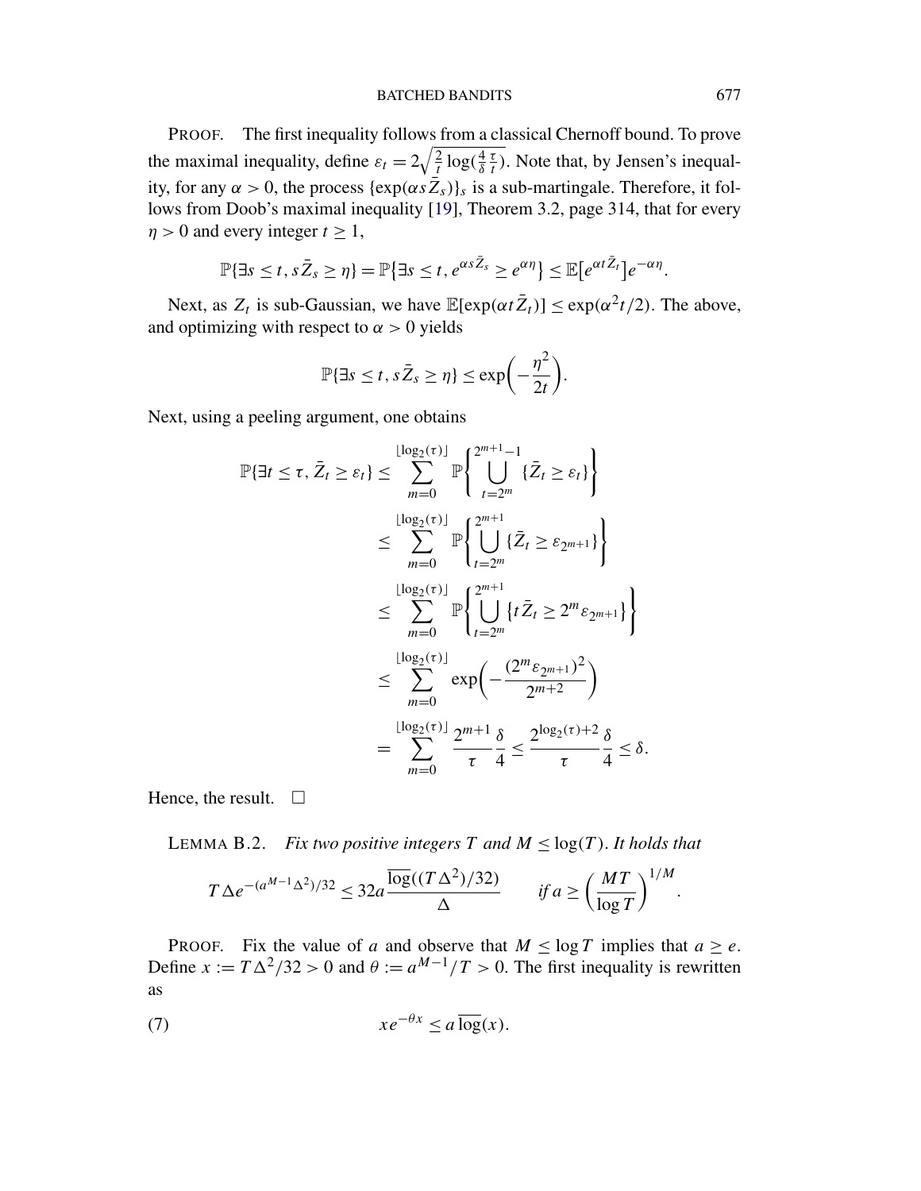PROOF. The first inequality follows from a classical Chernoff bound. To prove the maximal inequality, define $\varepsilon_t = 2\sqrt{\frac{2}{t}\log(\frac{4}{\delta}\frac{\tau}{t})}$. Note that, by Jensen's inequality, for any $\alpha > 0$, the process $\{\exp(\alpha s \bar{Z}_s)\}_s$ is a sub-martingale. Therefore, it follows from Doob's maximal inequality [19], Theorem 3.2, page 314, that for every $\eta > 0$ and every integer $t \geq 1$,

$$\mathbb{P}\{\exists s \leq t, s\bar{Z}_s \geq \eta\} = \mathbb{P}\{\exists s \leq t, e^{\alpha s \bar{Z}_s} \geq e^{\alpha\eta}\} \leq \mathbb{E}[e^{\alpha t \bar{Z}_t}]e^{-\alpha\eta}.$$

Next, as $Z_t$ is sub-Gaussian, we have $\mathbb{E}[\exp(\alpha t \bar{Z}_t)] \leq \exp(\alpha^2 t/2)$. The above, and optimizing with respect to $\alpha > 0$ yields

$$\mathbb{P}\{\exists s \leq t, s\bar{Z}_s \geq \eta\} \leq \exp\left(-\frac{\eta^2}{2t}\right).$$

Next, using a peeling argument, one obtains

$$\begin{aligned}
\mathbb{P}\{\exists t \leq \tau, \bar{Z}_t \geq \varepsilon_t\} &\leq \sum_{m=0}^{\lfloor \log_2(\tau) \rfloor} \mathbb{P}\left\{\bigcup_{t=2^m}^{2^{m+1}-1} \{\bar{Z}_t \geq \varepsilon_t\}\right\} \\
&\leq \sum_{m=0}^{\lfloor \log_2(\tau) \rfloor} \mathbb{P}\left\{\bigcup_{t=2^m}^{2^{m+1}} \{\bar{Z}_t \geq \varepsilon_{2^{m+1}}\}\right\} \\
&\leq \sum_{m=0}^{\lfloor \log_2(\tau) \rfloor} \mathbb{P}\left\{\bigcup_{t=2^m}^{2^{m+1}} \{t\bar{Z}_t \geq 2^m \varepsilon_{2^{m+1}}\}\right\} \\
&\leq \sum_{m=0}^{\lfloor \log_2(\tau) \rfloor} \exp\left(-\frac{(2^m \varepsilon_{2^{m+1}})^2}{2^{m+2}}\right) \\
&= \sum_{m=0}^{\lfloor \log_2(\tau) \rfloor} \frac{2^{m+1}}{\tau}\frac{\delta}{4} \leq \frac{2^{\log_2(\tau)+2}}{\tau}\frac{\delta}{4} \leq \delta.
\end{aligned}$$

Hence, the result. $\square$

LEMMA B.2. *Fix two positive integers $T$ and $M \leq \log(T)$. It holds that*

$$T\Delta e^{-(a^{M-1}\Delta^2)/32} \leq 32a\frac{\overline{\log}((T\Delta^2)/32)}{\Delta} \qquad \text{if } a \geq \left(\frac{MT}{\log T}\right)^{1/M}.$$

PROOF. Fix the value of $a$ and observe that $M \leq \log T$ implies that $a \geq e$. Define $x := T\Delta^2/32 > 0$ and $\theta := a^{M-1}/T > 0$. The first inequality is rewritten as

$$x e^{-\theta x} \leq a\,\overline{\log}(x). \tag{7}$$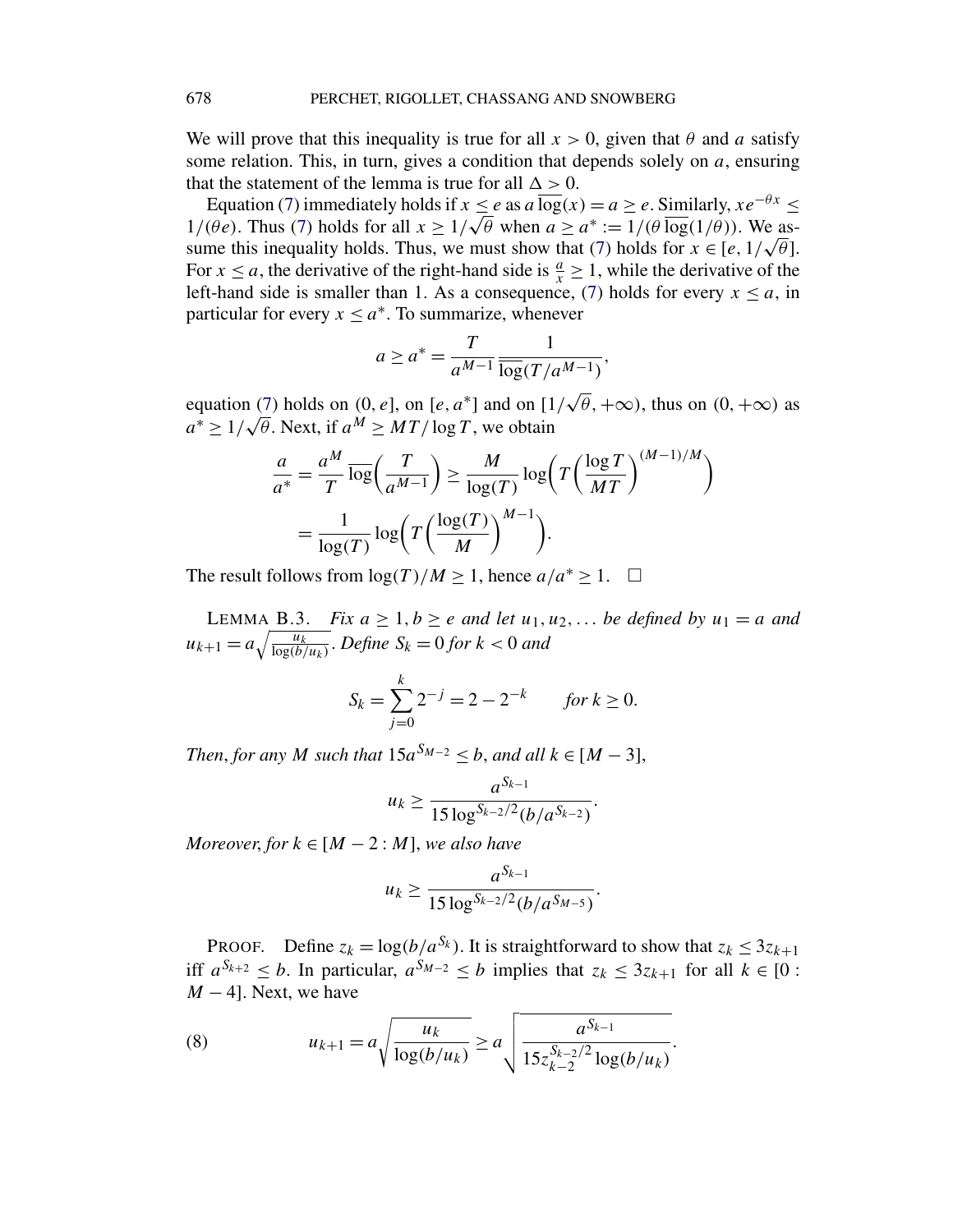We will prove that this inequality is true for all $x > 0$, given that $\theta$ and $a$ satisfy some relation. This, in turn, gives a condition that depends solely on $a$, ensuring that the statement of the lemma is true for all $\Delta > 0$.

Equation (7) immediately holds if $x \le e$ as $a\,\overline{\log}(x) = a \ge e$. Similarly, $xe^{-\theta x} \le 1/(\theta e)$. Thus (7) holds for all $x \ge 1/\sqrt{\theta}$ when $a \ge a^* := 1/(\theta\,\overline{\log}(1/\theta))$. We assume this inequality holds. Thus, we must show that (7) holds for $x \in [e, 1/\sqrt{\theta}]$. For $x \le a$, the derivative of the right-hand side is $\frac{a}{x} \ge 1$, while the derivative of the left-hand side is smaller than 1. As a consequence, (7) holds for every $x \le a$, in particular for every $x \le a^*$. To summarize, whenever

$$a \ge a^* = \frac{T}{a^{M-1}} \frac{1}{\overline{\log}(T/a^{M-1})},$$

equation (7) holds on $(0, e]$, on $[e, a^*]$ and on $[1/\sqrt{\theta}, +\infty)$, thus on $(0, +\infty)$ as $a^* \ge 1/\sqrt{\theta}$. Next, if $a^M \ge MT/\log T$, we obtain

$$\begin{aligned}\frac{a}{a^*} &= \frac{a^M}{T}\,\overline{\log}\left(\frac{T}{a^{M-1}}\right) \ge \frac{M}{\log(T)}\log\left(T\left(\frac{\log T}{MT}\right)^{(M-1)/M}\right)\\ &= \frac{1}{\log(T)}\log\left(T\left(\frac{\log(T)}{M}\right)^{M-1}\right).\end{aligned}$$

The result follows from $\log(T)/M \ge 1$, hence $a/a^* \ge 1$. $\square$

LEMMA B.3. *Fix $a \ge 1, b \ge e$ and let $u_1, u_2, \dots$ be defined by $u_1 = a$ and $u_{k+1} = a\sqrt{\frac{u_k}{\log(b/u_k)}}$. Define $S_k = 0$ for $k < 0$ and*

$$S_k = \sum_{j=0}^{k} 2^{-j} = 2 - 2^{-k} \qquad \text{for } k \ge 0.$$

*Then, for any $M$ such that $15a^{S_{M-2}} \le b$, and all $k \in [M-3]$,*

$$u_k \ge \frac{a^{S_{k-1}}}{15\log^{S_{k-2}/2}(b/a^{S_{k-2}})}.$$

*Moreover, for $k \in [M-2 : M]$, we also have*

$$u_k \ge \frac{a^{S_{k-1}}}{15\log^{S_{k-2}/2}(b/a^{S_{M-5}})}.$$

PROOF. Define $z_k = \log(b/a^{S_k})$. It is straightforward to show that $z_k \le 3z_{k+1}$ iff $a^{S_{k+2}} \le b$. In particular, $a^{S_{M-2}} \le b$ implies that $z_k \le 3z_{k+1}$ for all $k \in [0 : M-4]$. Next, we have

$$u_{k+1} = a\sqrt{\frac{u_k}{\log(b/u_k)}} \ge a\sqrt{\frac{a^{S_{k-1}}}{15 z_{k-2}^{S_{k-2}/2}\log(b/u_k)}}. \tag{8}$$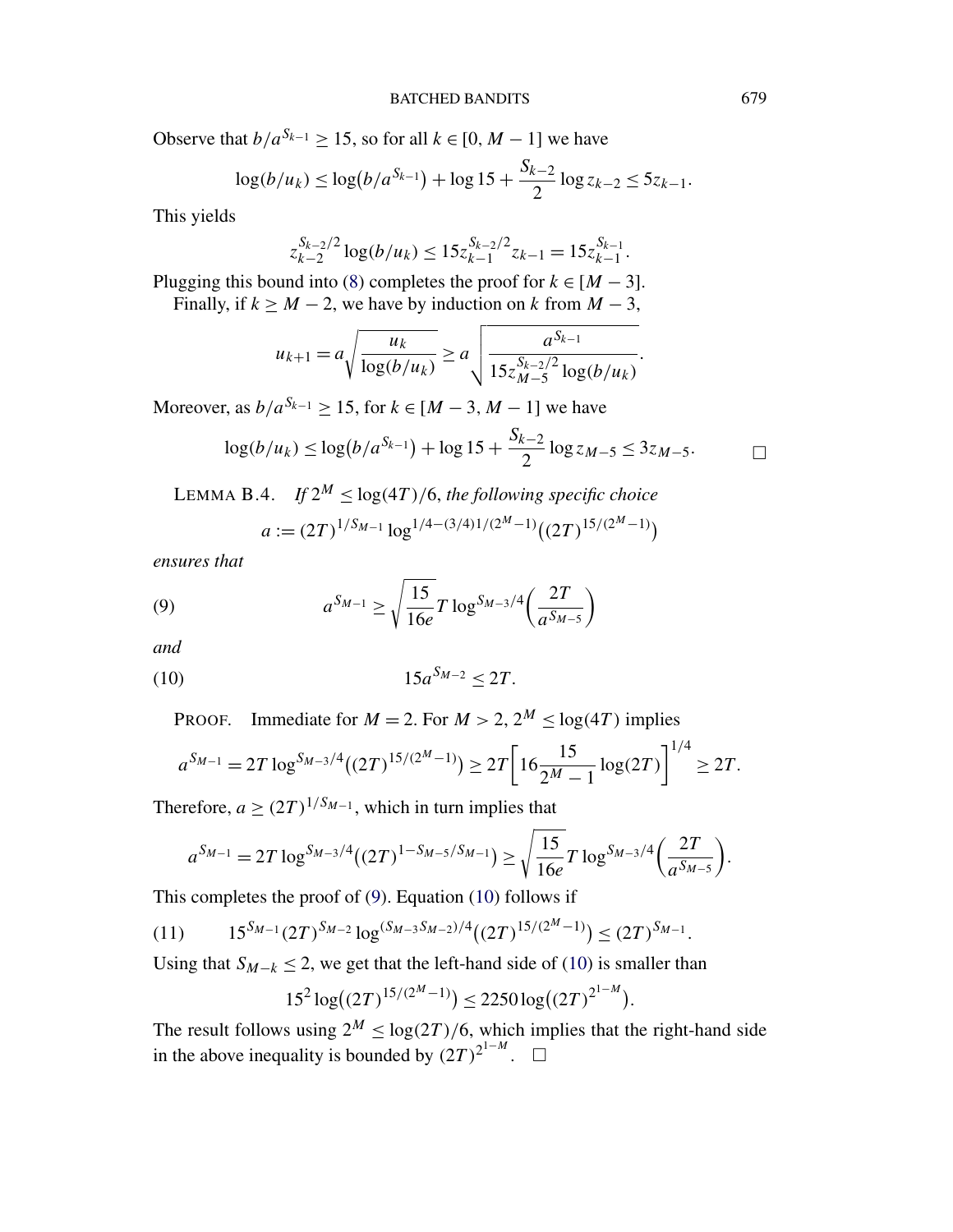Observe that $b/a^{S_{k-1}} \geq 15$, so for all $k \in [0, M-1]$ we have

$$\log(b/u_k) \leq \log(b/a^{S_{k-1}}) + \log 15 + \frac{S_{k-2}}{2} \log z_{k-2} \leq 5 z_{k-1}.$$

This yields

$$z_{k-2}^{S_{k-2}/2} \log(b/u_k) \leq 15 z_{k-1}^{S_{k-2}/2} z_{k-1} = 15 z_{k-1}^{S_{k-1}}.$$

Plugging this bound into (8) completes the proof for $k \in [M-3]$.

Finally, if $k \geq M-2$, we have by induction on $k$ from $M-3$,

$$u_{k+1} = a\sqrt{\frac{u_k}{\log(b/u_k)}} \geq a \sqrt{\frac{a^{S_{k-1}}}{15 z_{M-5}^{S_{k-2}/2} \log(b/u_k)}}.$$

Moreover, as $b/a^{S_{k-1}} \geq 15$, for $k \in [M-3, M-1]$ we have

$$\log(b/u_k) \leq \log(b/a^{S_{k-1}}) + \log 15 + \frac{S_{k-2}}{2} \log z_{M-5} \leq 3 z_{M-5}. \qquad \square$$

LEMMA B.4. *If $2^M \leq \log(4T)/6$, the following specific choice*

$$a := (2T)^{1/S_{M-1}} \log^{1/4 - (3/4) 1/(2^M - 1)}\big((2T)^{15/(2^M-1)}\big)$$

*ensures that*

$$a^{S_{M-1}} \geq \sqrt{\frac{15}{16e}} T \log^{S_{M-3}/4}\left(\frac{2T}{a^{S_{M-5}}}\right) \tag{9}$$

*and*

$$15 a^{S_{M-2}} \leq 2T. \tag{10}$$

PROOF. Immediate for $M = 2$. For $M > 2$, $2^M \leq \log(4T)$ implies

$$a^{S_{M-1}} = 2T \log^{S_{M-3}/4}\big((2T)^{15/(2^M-1)}\big) \geq 2T \left[16 \frac{15}{2^M - 1} \log(2T)\right]^{1/4} \geq 2T.$$

Therefore, $a \geq (2T)^{1/S_{M-1}}$, which in turn implies that

$$a^{S_{M-1}} = 2T \log^{S_{M-3}/4}\big((2T)^{1 - S_{M-5}/S_{M-1}}\big) \geq \sqrt{\frac{15}{16e}} T \log^{S_{M-3}/4}\left(\frac{2T}{a^{S_{M-5}}}\right).$$

This completes the proof of (9). Equation (10) follows if

$$15^{S_{M-1}} (2T)^{S_{M-2}} \log^{(S_{M-3} S_{M-2})/4}\big((2T)^{15/(2^M-1)}\big) \leq (2T)^{S_{M-1}}. \tag{11}$$

Using that $S_{M-k} \leq 2$, we get that the left-hand side of (10) is smaller than

$$15^2 \log\big((2T)^{15/(2^M-1)}\big) \leq 2250 \log\big((2T)^{2^{1-M}}\big).$$

The result follows using $2^M \leq \log(2T)/6$, which implies that the right-hand side in the above inequality is bounded by $(2T)^{2^{1-M}}$. $\square$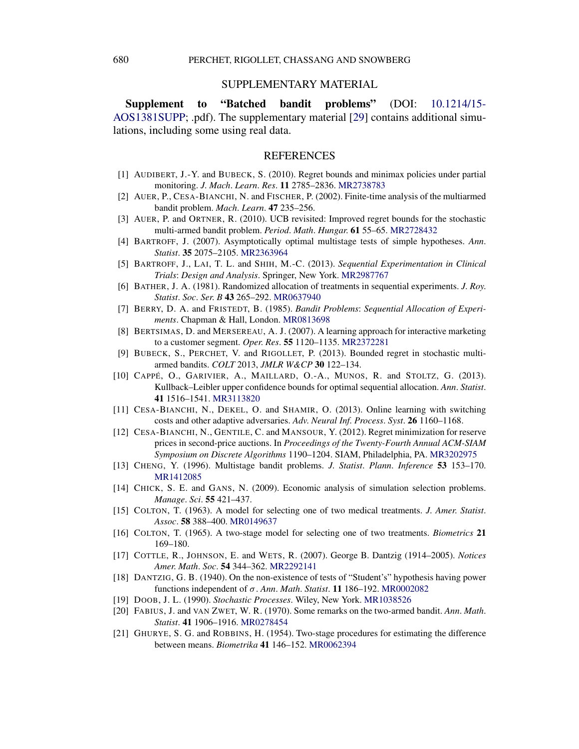## SUPPLEMENTARY MATERIAL

**Supplement to "Batched bandit problems"** (DOI: 10.1214/15-AOS1381SUPP; .pdf). The supplementary material [29] contains additional simulations, including some using real data.

## REFERENCES

[1] AUDIBERT, J.-Y. and BUBECK, S. (2010). Regret bounds and minimax policies under partial monitoring. *J. Mach. Learn. Res.* **11** 2785–2836. MR2738783

[2] AUER, P., CESA-BIANCHI, N. and FISCHER, P. (2002). Finite-time analysis of the multiarmed bandit problem. *Mach. Learn.* **47** 235–256.

[3] AUER, P. and ORTNER, R. (2010). UCB revisited: Improved regret bounds for the stochastic multi-armed bandit problem. *Period. Math. Hungar.* **61** 55–65. MR2728432

[4] BARTROFF, J. (2007). Asymptotically optimal multistage tests of simple hypotheses. *Ann. Statist.* **35** 2075–2105. MR2363964

[5] BARTROFF, J., LAI, T. L. and SHIH, M.-C. (2013). *Sequential Experimentation in Clinical Trials: Design and Analysis*. Springer, New York. MR2987767

[6] BATHER, J. A. (1981). Randomized allocation of treatments in sequential experiments. *J. Roy. Statist. Soc. Ser. B* **43** 265–292. MR0637940

[7] BERRY, D. A. and FRISTEDT, B. (1985). *Bandit Problems: Sequential Allocation of Experiments*. Chapman & Hall, London. MR0813698

[8] BERTSIMAS, D. and MERSEREAU, A. J. (2007). A learning approach for interactive marketing to a customer segment. *Oper. Res.* **55** 1120–1135. MR2372281

[9] BUBECK, S., PERCHET, V. and RIGOLLET, P. (2013). Bounded regret in stochastic multi-armed bandits. *COLT* 2013, *JMLR W&CP* **30** 122–134.

[10] CAPPÉ, O., GARIVIER, A., MAILLARD, O.-A., MUNOS, R. and STOLTZ, G. (2013). Kullback–Leibler upper confidence bounds for optimal sequential allocation. *Ann. Statist.* **41** 1516–1541. MR3113820

[11] CESA-BIANCHI, N., DEKEL, O. and SHAMIR, O. (2013). Online learning with switching costs and other adaptive adversaries. *Adv. Neural Inf. Process. Syst.* **26** 1160–1168.

[12] CESA-BIANCHI, N., GENTILE, C. and MANSOUR, Y. (2012). Regret minimization for reserve prices in second-price auctions. In *Proceedings of the Twenty-Fourth Annual ACM-SIAM Symposium on Discrete Algorithms* 1190–1204. SIAM, Philadelphia, PA. MR3202975

[13] CHENG, Y. (1996). Multistage bandit problems. *J. Statist. Plann. Inference* **53** 153–170. MR1412085

[14] CHICK, S. E. and GANS, N. (2009). Economic analysis of simulation selection problems. *Manage. Sci.* **55** 421–437.

[15] COLTON, T. (1963). A model for selecting one of two medical treatments. *J. Amer. Statist. Assoc.* **58** 388–400. MR0149637

[16] COLTON, T. (1965). A two-stage model for selecting one of two treatments. *Biometrics* **21** 169–180.

[17] COTTLE, R., JOHNSON, E. and WETS, R. (2007). George B. Dantzig (1914–2005). *Notices Amer. Math. Soc.* **54** 344–362. MR2292141

[18] DANTZIG, G. B. (1940). On the non-existence of tests of "Student's" hypothesis having power functions independent of $\sigma$. *Ann. Math. Statist.* **11** 186–192. MR0002082

[19] DOOB, J. L. (1990). *Stochastic Processes*. Wiley, New York. MR1038526

[20] FABIUS, J. and VAN ZWET, W. R. (1970). Some remarks on the two-armed bandit. *Ann. Math. Statist.* **41** 1906–1916. MR0278454

[21] GHURYE, S. G. and ROBBINS, H. (1954). Two-stage procedures for estimating the difference between means. *Biometrika* **41** 146–152. MR0062394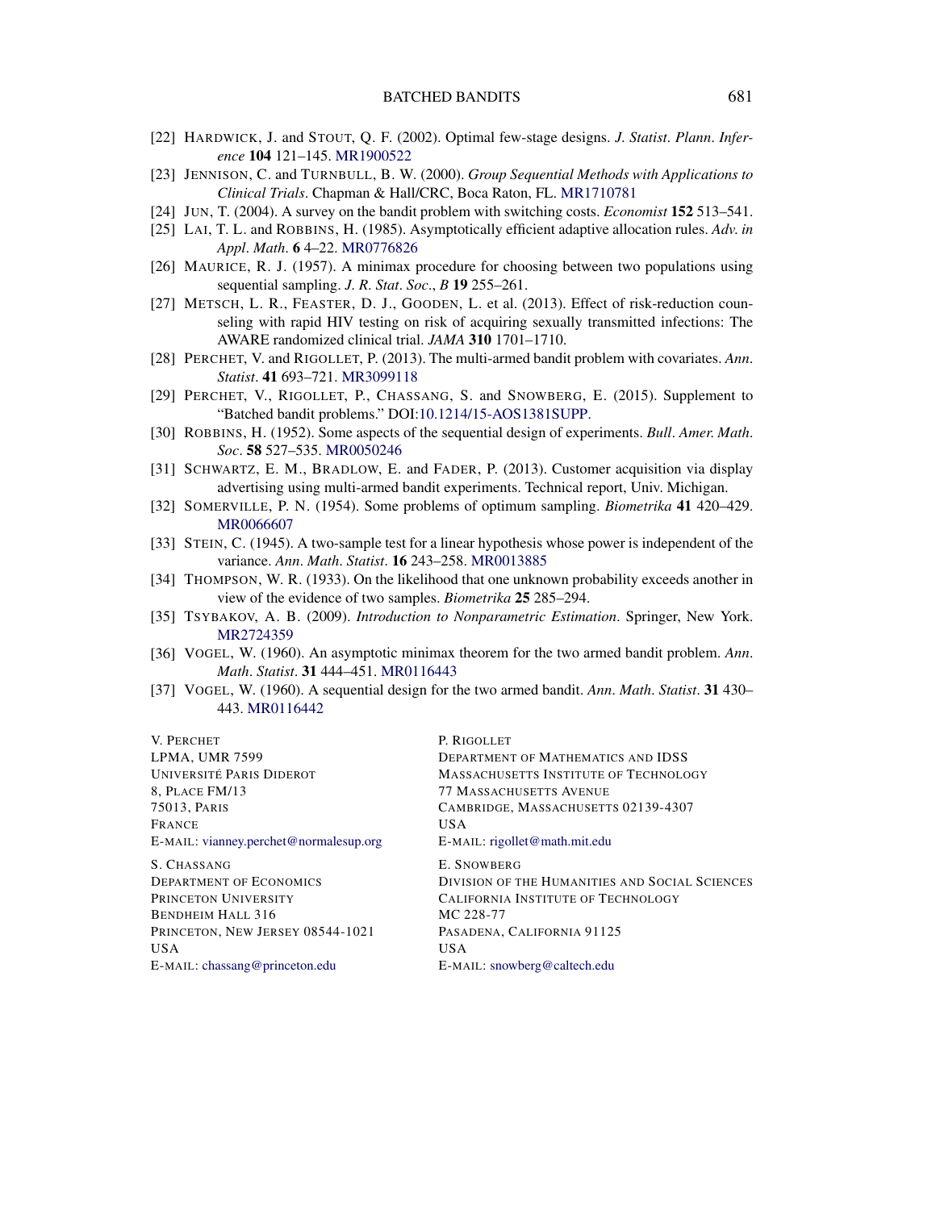[22] HARDWICK, J. and STOUT, Q. F. (2002). Optimal few-stage designs. *J. Statist. Plann. Inference* **104** 121–145. MR1900522

[23] JENNISON, C. and TURNBULL, B. W. (2000). *Group Sequential Methods with Applications to Clinical Trials*. Chapman & Hall/CRC, Boca Raton, FL. MR1710781

[24] JUN, T. (2004). A survey on the bandit problem with switching costs. *Economist* **152** 513–541.

[25] LAI, T. L. and ROBBINS, H. (1985). Asymptotically efficient adaptive allocation rules. *Adv. in Appl. Math*. **6** 4–22. MR0776826

[26] MAURICE, R. J. (1957). A minimax procedure for choosing between two populations using sequential sampling. *J. R. Stat. Soc., B* **19** 255–261.

[27] METSCH, L. R., FEASTER, D. J., GOODEN, L. et al. (2013). Effect of risk-reduction counseling with rapid HIV testing on risk of acquiring sexually transmitted infections: The AWARE randomized clinical trial. *JAMA* **310** 1701–1710.

[28] PERCHET, V. and RIGOLLET, P. (2013). The multi-armed bandit problem with covariates. *Ann. Statist*. **41** 693–721. MR3099118

[29] PERCHET, V., RIGOLLET, P., CHASSANG, S. and SNOWBERG, E. (2015). Supplement to "Batched bandit problems." DOI:10.1214/15-AOS1381SUPP.

[30] ROBBINS, H. (1952). Some aspects of the sequential design of experiments. *Bull. Amer. Math. Soc*. **58** 527–535. MR0050246

[31] SCHWARTZ, E. M., BRADLOW, E. and FADER, P. (2013). Customer acquisition via display advertising using multi-armed bandit experiments. Technical report, Univ. Michigan.

[32] SOMERVILLE, P. N. (1954). Some problems of optimum sampling. *Biometrika* **41** 420–429. MR0066607

[33] STEIN, C. (1945). A two-sample test for a linear hypothesis whose power is independent of the variance. *Ann. Math. Statist*. **16** 243–258. MR0013885

[34] THOMPSON, W. R. (1933). On the likelihood that one unknown probability exceeds another in view of the evidence of two samples. *Biometrika* **25** 285–294.

[35] TSYBAKOV, A. B. (2009). *Introduction to Nonparametric Estimation*. Springer, New York. MR2724359

[36] VOGEL, W. (1960). An asymptotic minimax theorem for the two armed bandit problem. *Ann. Math. Statist*. **31** 444–451. MR0116443

[37] VOGEL, W. (1960). A sequential design for the two armed bandit. *Ann. Math. Statist*. **31** 430–443. MR0116442

V. PERCHET
LPMA, UMR 7599
UNIVERSITÉ PARIS DIDEROT
8, PLACE FM/13
75013, PARIS
FRANCE
E-MAIL: vianney.perchet@normalesup.org

P. RIGOLLET
DEPARTMENT OF MATHEMATICS AND IDSS
MASSACHUSETTS INSTITUTE OF TECHNOLOGY
77 MASSACHUSETTS AVENUE
CAMBRIDGE, MASSACHUSETTS 02139-4307
USA
E-MAIL: rigollet@math.mit.edu

S. CHASSANG
DEPARTMENT OF ECONOMICS
PRINCETON UNIVERSITY
BENDHEIM HALL 316
PRINCETON, NEW JERSEY 08544-1021
USA
E-MAIL: chassang@princeton.edu

E. SNOWBERG
DIVISION OF THE HUMANITIES AND SOCIAL SCIENCES
CALIFORNIA INSTITUTE OF TECHNOLOGY
MC 228-77
PASADENA, CALIFORNIA 91125
USA
E-MAIL: snowberg@caltech.edu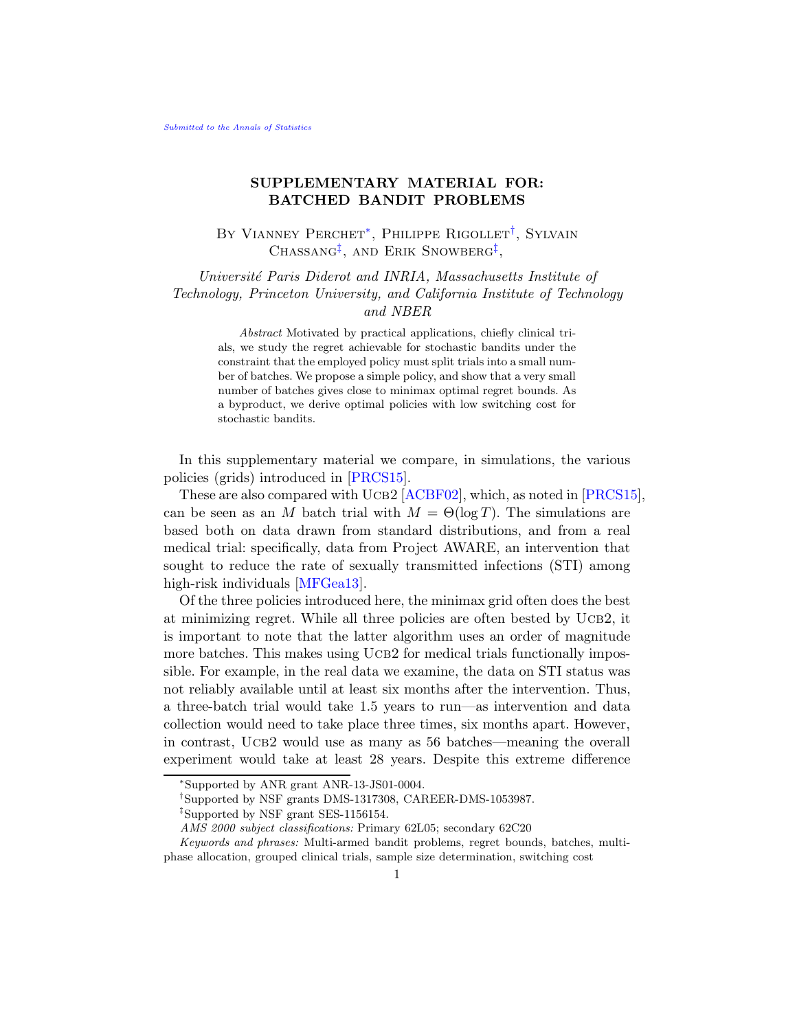# SUPPLEMENTARY MATERIAL FOR: BATCHED BANDIT PROBLEMS

By Vianney Perchet[*], Philippe Rigollet[†], Sylvain Chassang[‡], and Erik Snowberg[‡],

*Université Paris Diderot and INRIA, Massachusetts Institute of Technology, Princeton University, and California Institute of Technology and NBER*

> *Abstract* Motivated by practical applications, chiefly clinical trials, we study the regret achievable for stochastic bandits under the constraint that the employed policy must split trials into a small number of batches. We propose a simple policy, and show that a very small number of batches gives close to minimax optimal regret bounds. As a byproduct, we derive optimal policies with low switching cost for stochastic bandits.

In this supplementary material we compare, in simulations, the various policies (grids) introduced in [PRCS15].

These are also compared with Ucb2 [ACBF02], which, as noted in [PRCS15], can be seen as an $M$ batch trial with $M = \Theta(\log T)$. The simulations are based both on data drawn from standard distributions, and from a real medical trial: specifically, data from Project AWARE, an intervention that sought to reduce the rate of sexually transmitted infections (STI) among high-risk individuals [MFGea13].

Of the three policies introduced here, the minimax grid often does the best at minimizing regret. While all three policies are often bested by Ucb2, it is important to note that the latter algorithm uses an order of magnitude more batches. This makes using Ucb2 for medical trials functionally impossible. For example, in the real data we examine, the data on STI status was not reliably available until at least six months after the intervention. Thus, a three-batch trial would take 1.5 years to run—as intervention and data collection would need to take place three times, six months apart. However, in contrast, Ucb2 would use as many as 56 batches—meaning the overall experiment would take at least 28 years. Despite this extreme difference

---

[*] Supported by ANR grant ANR-13-JS01-0004.

[†] Supported by NSF grants DMS-1317308, CAREER-DMS-1053987.

[‡] Supported by NSF grant SES-1156154.

*AMS 2000 subject classifications:* Primary 62L05; secondary 62C20

*Keywords and phrases:* Multi-armed bandit problems, regret bounds, batches, multi-phase allocation, grouped clinical trials, sample size determination, switching cost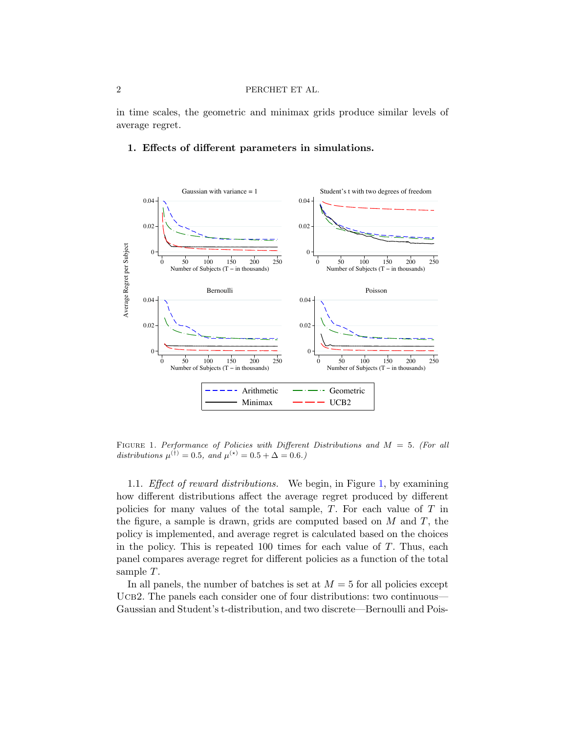in time scales, the geometric and minimax grids produce similar levels of average regret.

## 1. Effects of different parameters in simulations.

Average Regret per Subject

Gaussian with variance = 1

0.04
0.02
0
0 50 100 150 200 250
Number of Subjects (T − in thousands)

Student's t with two degrees of freedom

0.04
0.02
0
0 50 100 150 200 250
Number of Subjects (T − in thousands)

Bernoulli

0.04
0.02
0
0 50 100 150 200 250
Number of Subjects (T − in thousands)

Poisson

0.04
0.02
0
0 50 100 150 200 250
Number of Subjects (T − in thousands)

Arithmetic
Geometric
Minimax
UCB2

Figure 1. *Performance of Policies with Different Distributions and $M = 5$. (For all distributions $\mu^{(\dagger)} = 0.5$, and $\mu^{(\star)} = 0.5 + \Delta = 0.6$.)*

### 1.1. *Effect of reward distributions.*

We begin, in Figure 1, by examining how different distributions affect the average regret produced by different policies for many values of the total sample, $T$. For each value of $T$ in the figure, a sample is drawn, grids are computed based on $M$ and $T$, the policy is implemented, and average regret is calculated based on the choices in the policy. This is repeated 100 times for each value of $T$. Thus, each panel compares average regret for different policies as a function of the total sample $T$.

In all panels, the number of batches is set at $M = 5$ for all policies except UCB2. The panels each consider one of four distributions: two continuous—Gaussian and Student's t-distribution, and two discrete—Bernoulli and Pois-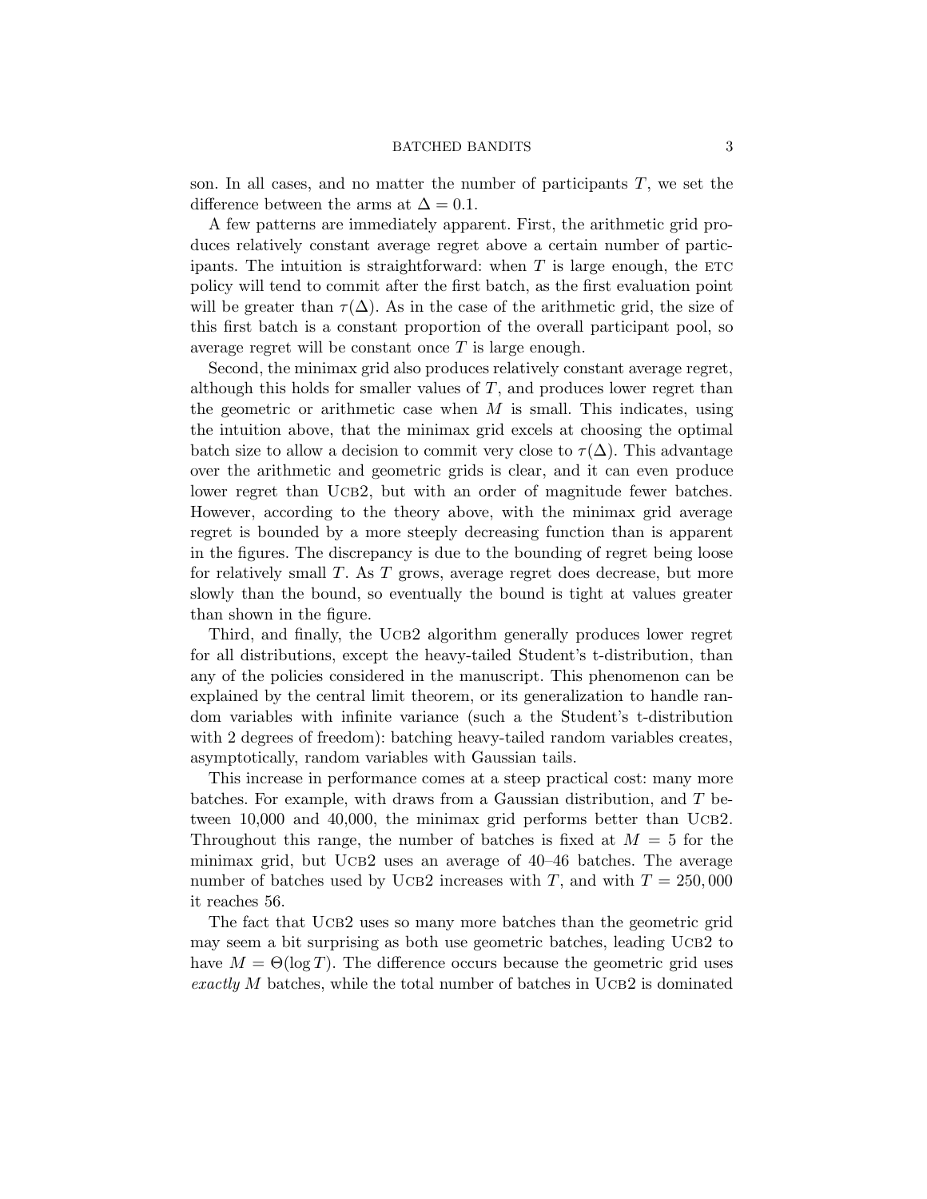son. In all cases, and no matter the number of participants $T$, we set the difference between the arms at $\Delta = 0.1$.

A few patterns are immediately apparent. First, the arithmetic grid produces relatively constant average regret above a certain number of participants. The intuition is straightforward: when $T$ is large enough, the ETC policy will tend to commit after the first batch, as the first evaluation point will be greater than $\tau(\Delta)$. As in the case of the arithmetic grid, the size of this first batch is a constant proportion of the overall participant pool, so average regret will be constant once $T$ is large enough.

Second, the minimax grid also produces relatively constant average regret, although this holds for smaller values of $T$, and produces lower regret than the geometric or arithmetic case when $M$ is small. This indicates, using the intuition above, that the minimax grid excels at choosing the optimal batch size to allow a decision to commit very close to $\tau(\Delta)$. This advantage over the arithmetic and geometric grids is clear, and it can even produce lower regret than UCB2, but with an order of magnitude fewer batches. However, according to the theory above, with the minimax grid average regret is bounded by a more steeply decreasing function than is apparent in the figures. The discrepancy is due to the bounding of regret being loose for relatively small $T$. As $T$ grows, average regret does decrease, but more slowly than the bound, so eventually the bound is tight at values greater than shown in the figure.

Third, and finally, the UCB2 algorithm generally produces lower regret for all distributions, except the heavy-tailed Student's t-distribution, than any of the policies considered in the manuscript. This phenomenon can be explained by the central limit theorem, or its generalization to handle random variables with infinite variance (such a the Student's t-distribution with 2 degrees of freedom): batching heavy-tailed random variables creates, asymptotically, random variables with Gaussian tails.

This increase in performance comes at a steep practical cost: many more batches. For example, with draws from a Gaussian distribution, and $T$ between 10,000 and 40,000, the minimax grid performs better than UCB2. Throughout this range, the number of batches is fixed at $M = 5$ for the minimax grid, but UCB2 uses an average of 40–46 batches. The average number of batches used by UCB2 increases with $T$, and with $T = 250,000$ it reaches 56.

The fact that UCB2 uses so many more batches than the geometric grid may seem a bit surprising as both use geometric batches, leading UCB2 to have $M = \Theta(\log T)$. The difference occurs because the geometric grid uses *exactly* $M$ batches, while the total number of batches in UCB2 is dominated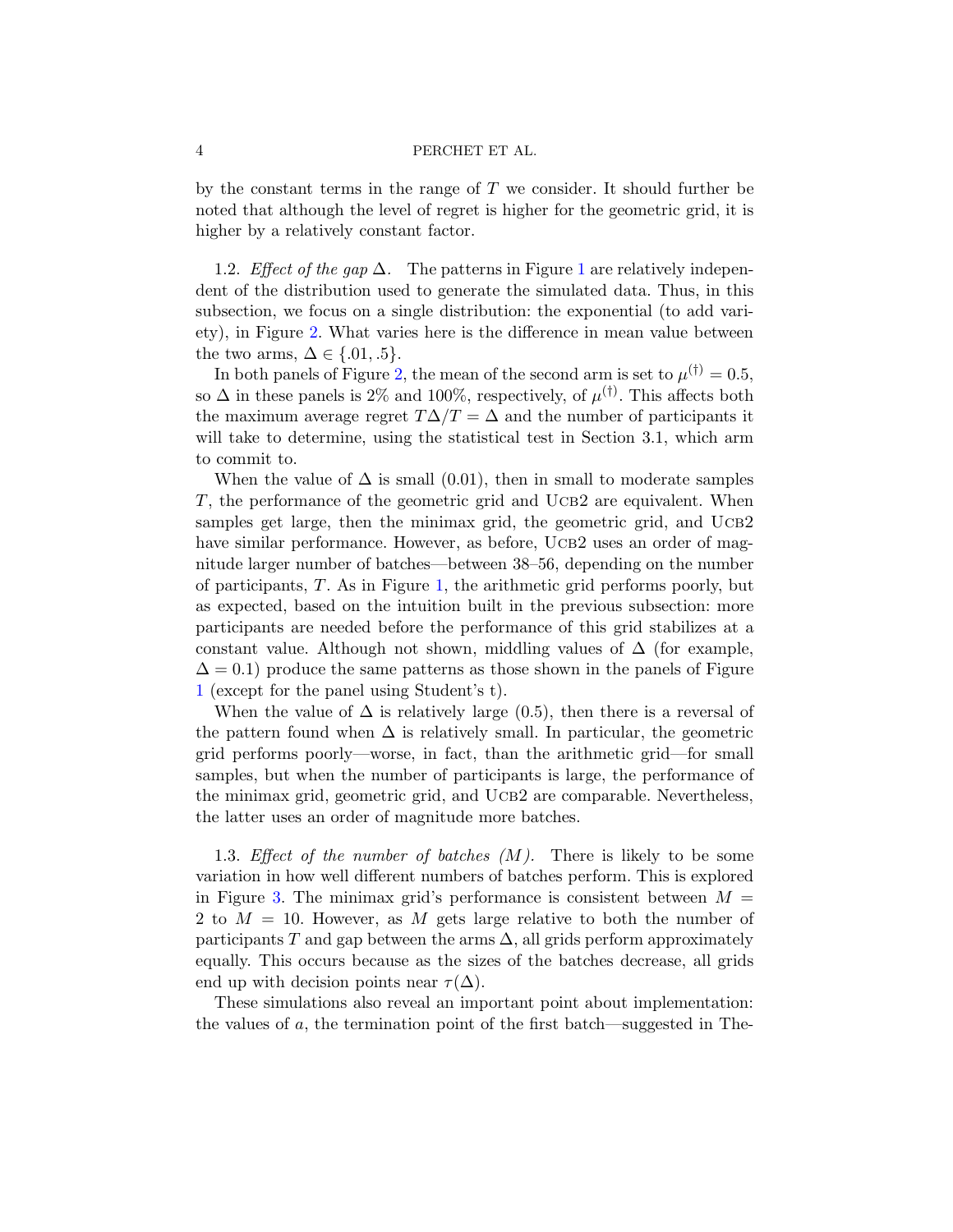by the constant terms in the range of $T$ we consider. It should further be noted that although the level of regret is higher for the geometric grid, it is higher by a relatively constant factor.

1.2. *Effect of the gap* $\Delta$. The patterns in Figure 1 are relatively independent of the distribution used to generate the simulated data. Thus, in this subsection, we focus on a single distribution: the exponential (to add variety), in Figure 2. What varies here is the difference in mean value between the two arms, $\Delta \in \{.01, .5\}$.

In both panels of Figure 2, the mean of the second arm is set to $\mu^{(\dagger)} = 0.5$, so $\Delta$ in these panels is 2% and 100%, respectively, of $\mu^{(\dagger)}$. This affects both the maximum average regret $T\Delta/T = \Delta$ and the number of participants it will take to determine, using the statistical test in Section 3.1, which arm to commit to.

When the value of $\Delta$ is small (0.01), then in small to moderate samples $T$, the performance of the geometric grid and UCB2 are equivalent. When samples get large, then the minimax grid, the geometric grid, and UCB2 have similar performance. However, as before, UCB2 uses an order of magnitude larger number of batches—between 38–56, depending on the number of participants, $T$. As in Figure 1, the arithmetic grid performs poorly, but as expected, based on the intuition built in the previous subsection: more participants are needed before the performance of this grid stabilizes at a constant value. Although not shown, middling values of $\Delta$ (for example, $\Delta = 0.1$) produce the same patterns as those shown in the panels of Figure 1 (except for the panel using Student's t).

When the value of $\Delta$ is relatively large (0.5), then there is a reversal of the pattern found when $\Delta$ is relatively small. In particular, the geometric grid performs poorly—worse, in fact, than the arithmetic grid—for small samples, but when the number of participants is large, the performance of the minimax grid, geometric grid, and UCB2 are comparable. Nevertheless, the latter uses an order of magnitude more batches.

1.3. *Effect of the number of batches (M).* There is likely to be some variation in how well different numbers of batches perform. This is explored in Figure 3. The minimax grid's performance is consistent between $M = 2$ to $M = 10$. However, as $M$ gets large relative to both the number of participants $T$ and gap between the arms $\Delta$, all grids perform approximately equally. This occurs because as the sizes of the batches decrease, all grids end up with decision points near $\tau(\Delta)$.

These simulations also reveal an important point about implementation: the values of $a$, the termination point of the first batch—suggested in The-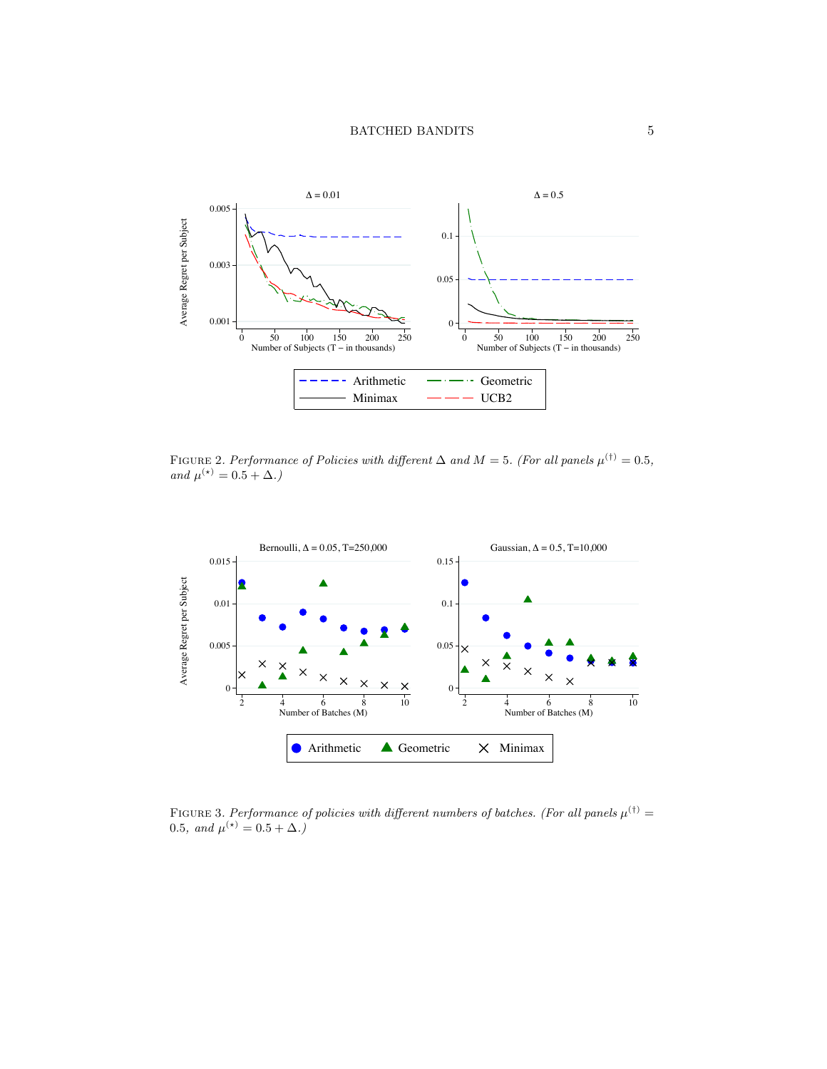Δ = 0.01

0.005

0.003

0.001

Average Regret per Subject

0 50 100 150 200 250

Number of Subjects (T − in thousands)

Δ = 0.5

0.1

0.05

0

0 50 100 150 200 250

Number of Subjects (T − in thousands)

Arithmetic
Geometric
Minimax
UCB2

FIGURE 2. *Performance of Policies with different* $\Delta$ *and* $M = 5$. *(For all panels* $\mu^{(\dagger)} = 0.5$, *and* $\mu^{(\star)} = 0.5 + \Delta$.*)*

Bernoulli, Δ = 0.05, T=250,000

0.015

0.01

0.005

0

Average Regret per Subject

2 4 6 8 10

Number of Batches (M)

Gaussian, Δ = 0.5, T=10,000

0.15

0.1

0.05

0

2 4 6 8 10

Number of Batches (M)

Arithmetic
Geometric
Minimax

FIGURE 3. *Performance of policies with different numbers of batches. (For all panels* $\mu^{(\dagger)} = 0.5$, *and* $\mu^{(\star)} = 0.5 + \Delta$.*)*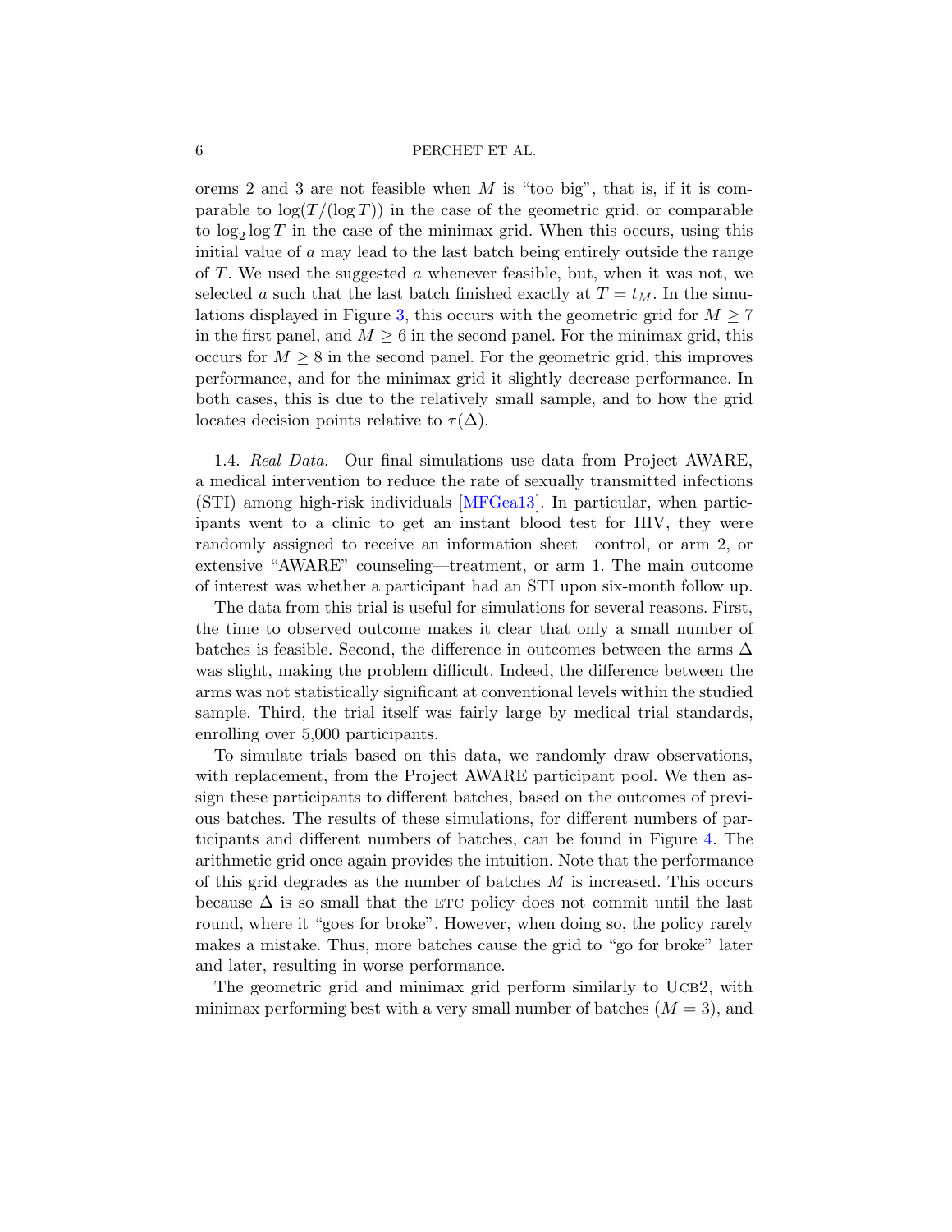orems 2 and 3 are not feasible when $M$ is "too big", that is, if it is comparable to $\log(T/(\log T))$ in the case of the geometric grid, or comparable to $\log_2 \log T$ in the case of the minimax grid. When this occurs, using this initial value of $a$ may lead to the last batch being entirely outside the range of $T$. We used the suggested $a$ whenever feasible, but, when it was not, we selected $a$ such that the last batch finished exactly at $T = t_M$. In the simulations displayed in Figure 3, this occurs with the geometric grid for $M \geq 7$ in the first panel, and $M \geq 6$ in the second panel. For the minimax grid, this occurs for $M \geq 8$ in the second panel. For the geometric grid, this improves performance, and for the minimax grid it slightly decrease performance. In both cases, this is due to the relatively small sample, and to how the grid locates decision points relative to $\tau(\Delta)$.

1.4. *Real Data.* Our final simulations use data from Project AWARE, a medical intervention to reduce the rate of sexually transmitted infections (STI) among high-risk individuals [MFGea13]. In particular, when participants went to a clinic to get an instant blood test for HIV, they were randomly assigned to receive an information sheet—control, or arm 2, or extensive "AWARE" counseling—treatment, or arm 1. The main outcome of interest was whether a participant had an STI upon six-month follow up.

The data from this trial is useful for simulations for several reasons. First, the time to observed outcome makes it clear that only a small number of batches is feasible. Second, the difference in outcomes between the arms $\Delta$ was slight, making the problem difficult. Indeed, the difference between the arms was not statistically significant at conventional levels within the studied sample. Third, the trial itself was fairly large by medical trial standards, enrolling over 5,000 participants.

To simulate trials based on this data, we randomly draw observations, with replacement, from the Project AWARE participant pool. We then assign these participants to different batches, based on the outcomes of previous batches. The results of these simulations, for different numbers of participants and different numbers of batches, can be found in Figure 4. The arithmetic grid once again provides the intuition. Note that the performance of this grid degrades as the number of batches $M$ is increased. This occurs because $\Delta$ is so small that the ETC policy does not commit until the last round, where it "goes for broke". However, when doing so, the policy rarely makes a mistake. Thus, more batches cause the grid to "go for broke" later and later, resulting in worse performance.

The geometric grid and minimax grid perform similarly to UCB2, with minimax performing best with a very small number of batches ($M = 3$), and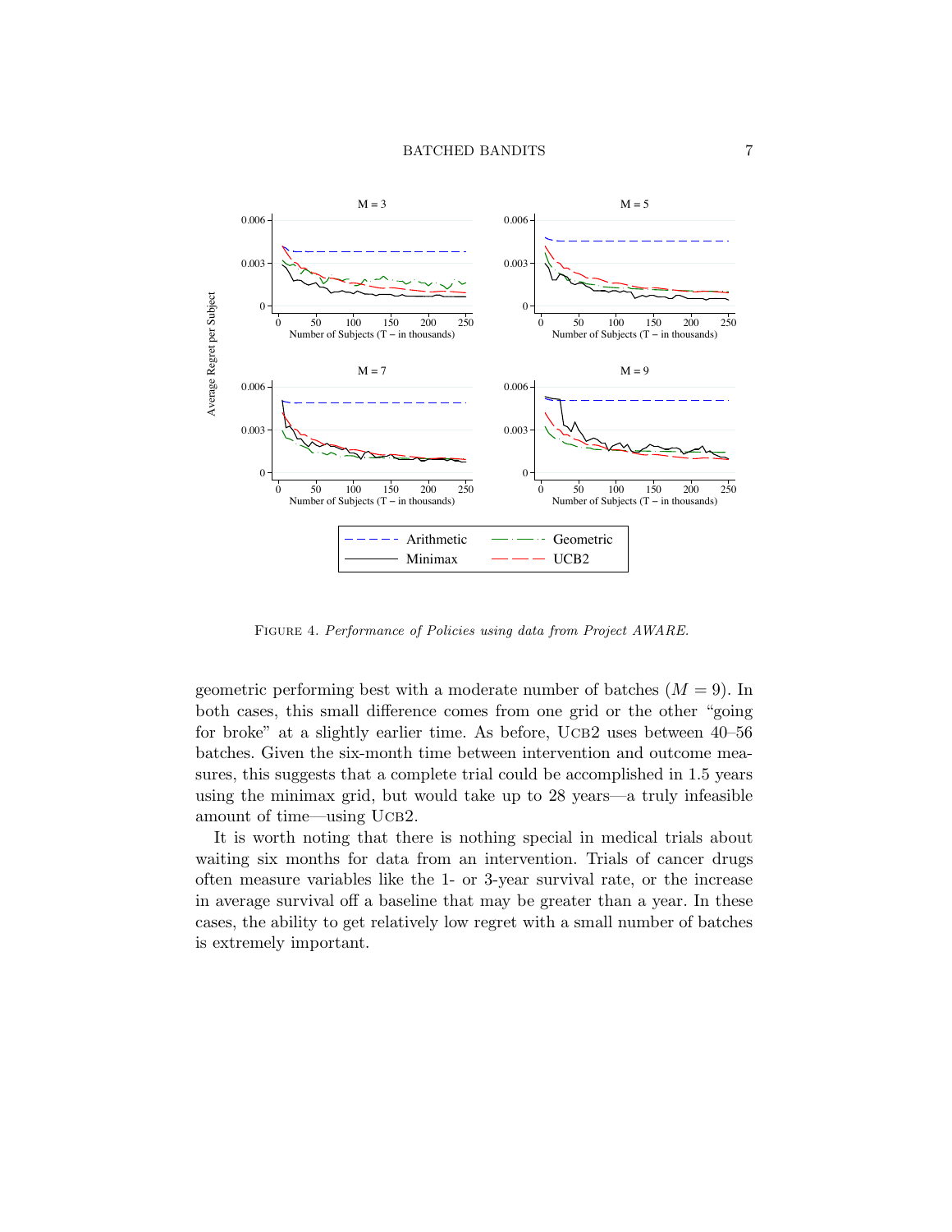M = 3

0.006

0.003

0

0 50 100 150 200 250

Number of Subjects (T − in thousands)

M = 5

0.006

0.003

0

0 50 100 150 200 250

Number of Subjects (T − in thousands)

M = 7

0.006

0.003

0

0 50 100 150 200 250

Number of Subjects (T − in thousands)

M = 9

0.006

0.003

0

0 50 100 150 200 250

Number of Subjects (T − in thousands)

Average Regret per Subject

Arithmetic

Geometric

Minimax

UCB2

Figure 4. *Performance of Policies using data from Project AWARE.*

geometric performing best with a moderate number of batches ($M = 9$). In both cases, this small difference comes from one grid or the other "going for broke" at a slightly earlier time. As before, Ucb2 uses between 40–56 batches. Given the six-month time between intervention and outcome measures, this suggests that a complete trial could be accomplished in 1.5 years using the minimax grid, but would take up to 28 years—a truly infeasible amount of time—using Ucb2.

It is worth noting that there is nothing special in medical trials about waiting six months for data from an intervention. Trials of cancer drugs often measure variables like the 1- or 3-year survival rate, or the increase in average survival off a baseline that may be greater than a year. In these cases, the ability to get relatively low regret with a small number of batches is extremely important.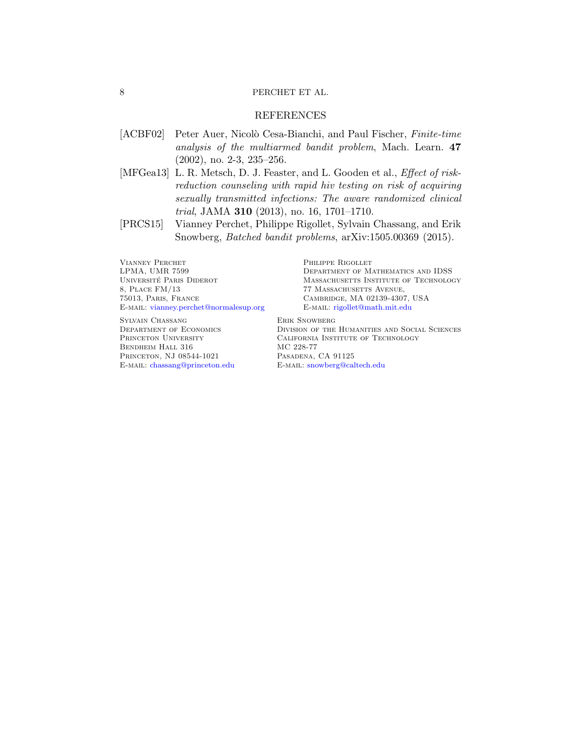## REFERENCES

[ACBF02] Peter Auer, Nicolò Cesa-Bianchi, and Paul Fischer, *Finite-time analysis of the multiarmed bandit problem*, Mach. Learn. **47** (2002), no. 2-3, 235–256.

[MFGea13] L. R. Metsch, D. J. Feaster, and L. Gooden et al., *Effect of risk-reduction counseling with rapid hiv testing on risk of acquiring sexually transmitted infections: The aware randomized clinical trial*, JAMA **310** (2013), no. 16, 1701–1710.

[PRCS15] Vianney Perchet, Philippe Rigollet, Sylvain Chassang, and Erik Snowberg, *Batched bandit problems*, arXiv:1505.00369 (2015).

Vianney Perchet
LPMA, UMR 7599
Université Paris Diderot
8, Place FM/13
75013, Paris, France
E-mail: vianney.perchet@normalesup.org

Philippe Rigollet
Department of Mathematics and IDSS
Massachusetts Institute of Technology
77 Massachusetts Avenue,
Cambridge, MA 02139-4307, USA
E-mail: rigollet@math.mit.edu

Sylvain Chassang
Department of Economics
Princeton University
Bendheim Hall 316
Princeton, NJ 08544-1021
E-mail: chassang@princeton.edu

Erik Snowberg
Division of the Humanities and Social Sciences
California Institute of Technology
MC 228-77
Pasadena, CA 91125
E-mail: snowberg@caltech.edu